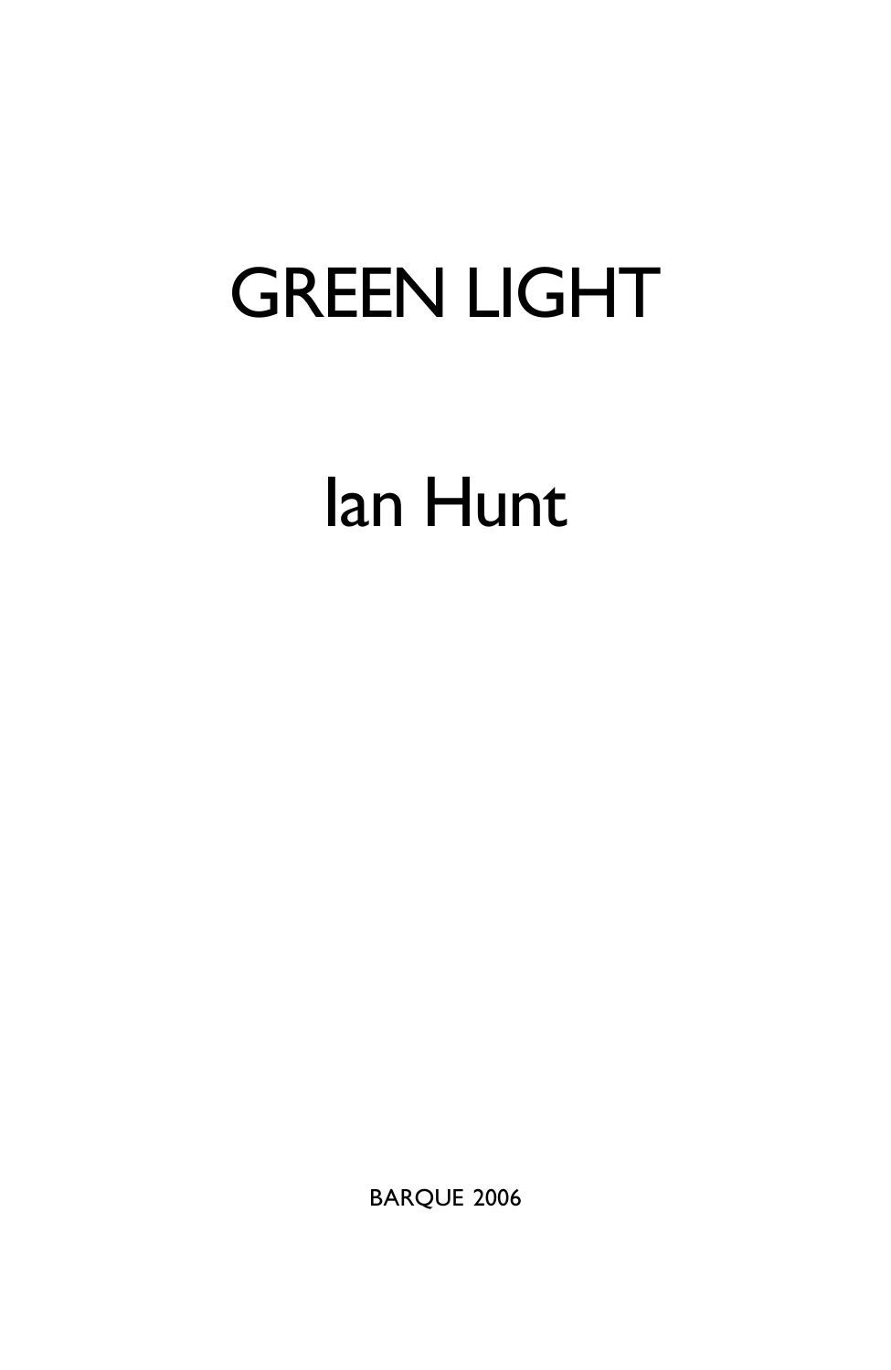# GREEN LIGHT

## Ian Hunt

BARQUE 2006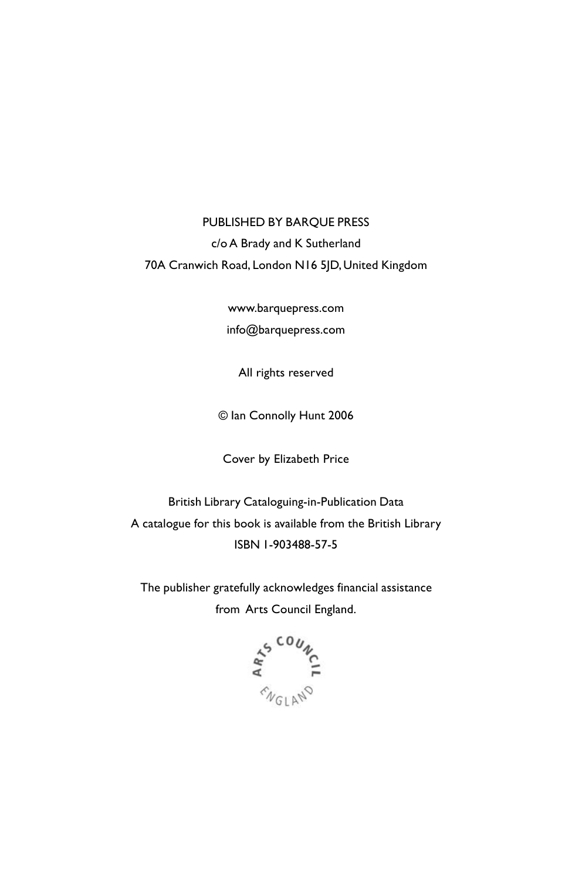PUBLISHED BY BARQUE PRESS
c/o A Brady and K Sutherland
70A Cranwich Road, London N16 5JD, United Kingdom

www.barquepress.com
info@barquepress.com

All rights reserved

© Ian Connolly Hunt 2006

Cover by Elizabeth Price

British Library Cataloguing-in-Publication Data
A catalogue for this book is available from the British Library
ISBN 1-903488-57-5

The publisher gratefully acknowledges financial assistance
from Arts Council England.

ARTS COUNCIL
ENGLAND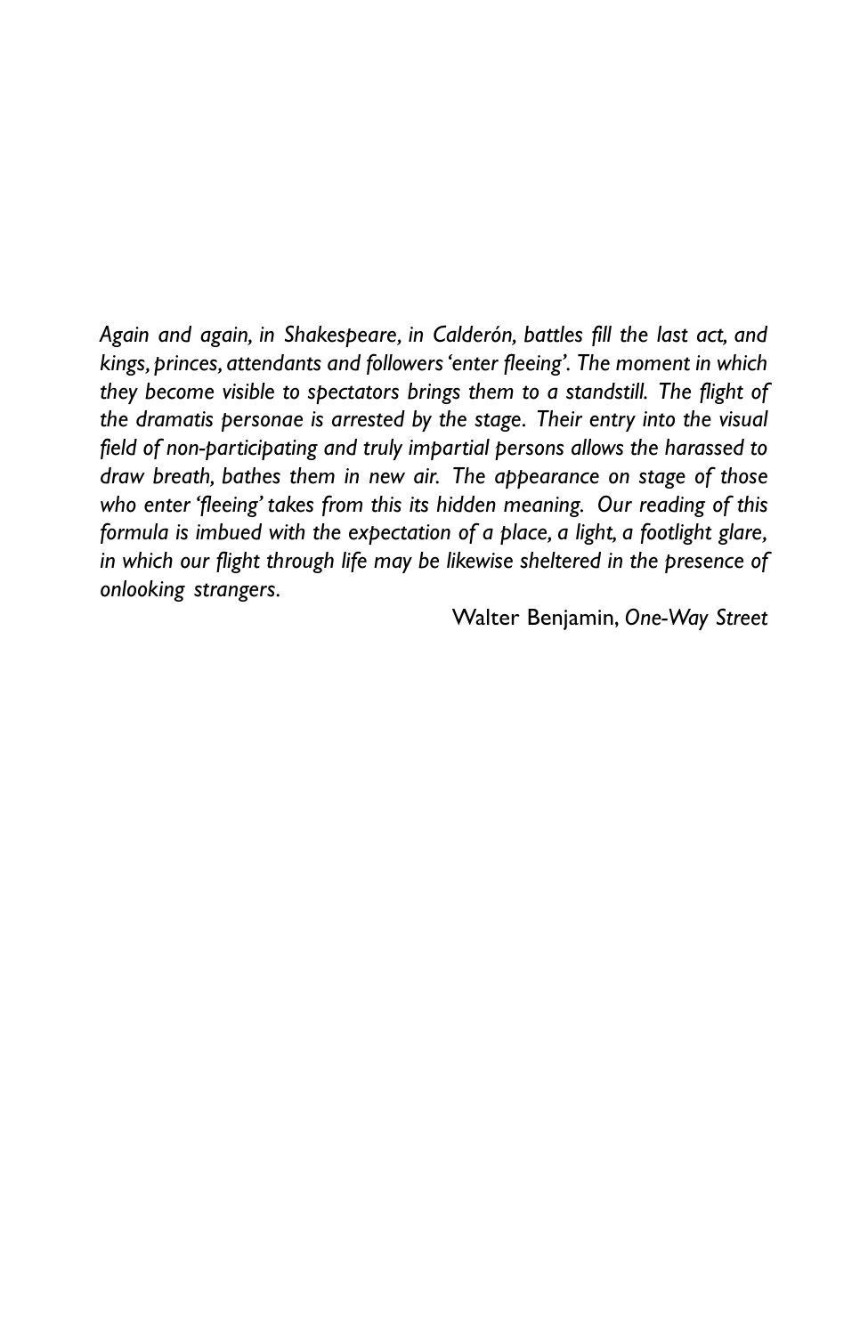*Again and again, in Shakespeare, in Calderón, battles fill the last act, and kings, princes, attendants and followers 'enter fleeing'. The moment in which they become visible to spectators brings them to a standstill. The flight of the dramatis personae is arrested by the stage. Their entry into the visual field of non-participating and truly impartial persons allows the harassed to draw breath, bathes them in new air. The appearance on stage of those who enter 'fleeing' takes from this its hidden meaning. Our reading of this formula is imbued with the expectation of a place, a light, a footlight glare, in which our flight through life may be likewise sheltered in the presence of onlooking strangers.*

Walter Benjamin, *One-Way Street*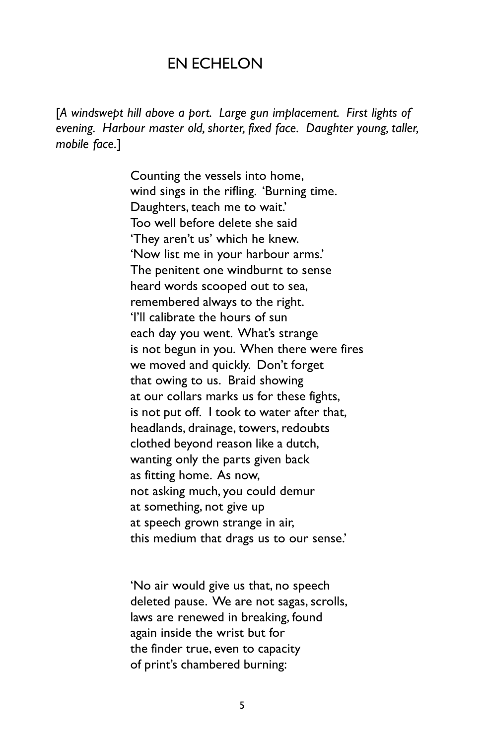# EN ECHELON

[*A windswept hill above a port. Large gun implacement. First lights of evening. Harbour master old, shorter, fixed face. Daughter young, taller, mobile face.*]

Counting the vessels into home,  
wind sings in the rifling. 'Burning time.  
Daughters, teach me to wait.'  
Too well before delete she said  
'They aren't us' which he knew.  
'Now list me in your harbour arms.'  
The penitent one windburnt to sense  
heard words scooped out to sea,  
remembered always to the right.  
'I'll calibrate the hours of sun  
each day you went. What's strange  
is not begun in you. When there were fires  
we moved and quickly. Don't forget  
that owing to us. Braid showing  
at our collars marks us for these fights,  
is not put off. I took to water after that,  
headlands, drainage, towers, redoubts  
clothed beyond reason like a dutch,  
wanting only the parts given back  
as fitting home. As now,  
not asking much, you could demur  
at something, not give up  
at speech grown strange in air,  
this medium that drags us to our sense.'

'No air would give us that, no speech  
deleted pause. We are not sagas, scrolls,  
laws are renewed in breaking, found  
again inside the wrist but for  
the finder true, even to capacity  
of print's chambered burning: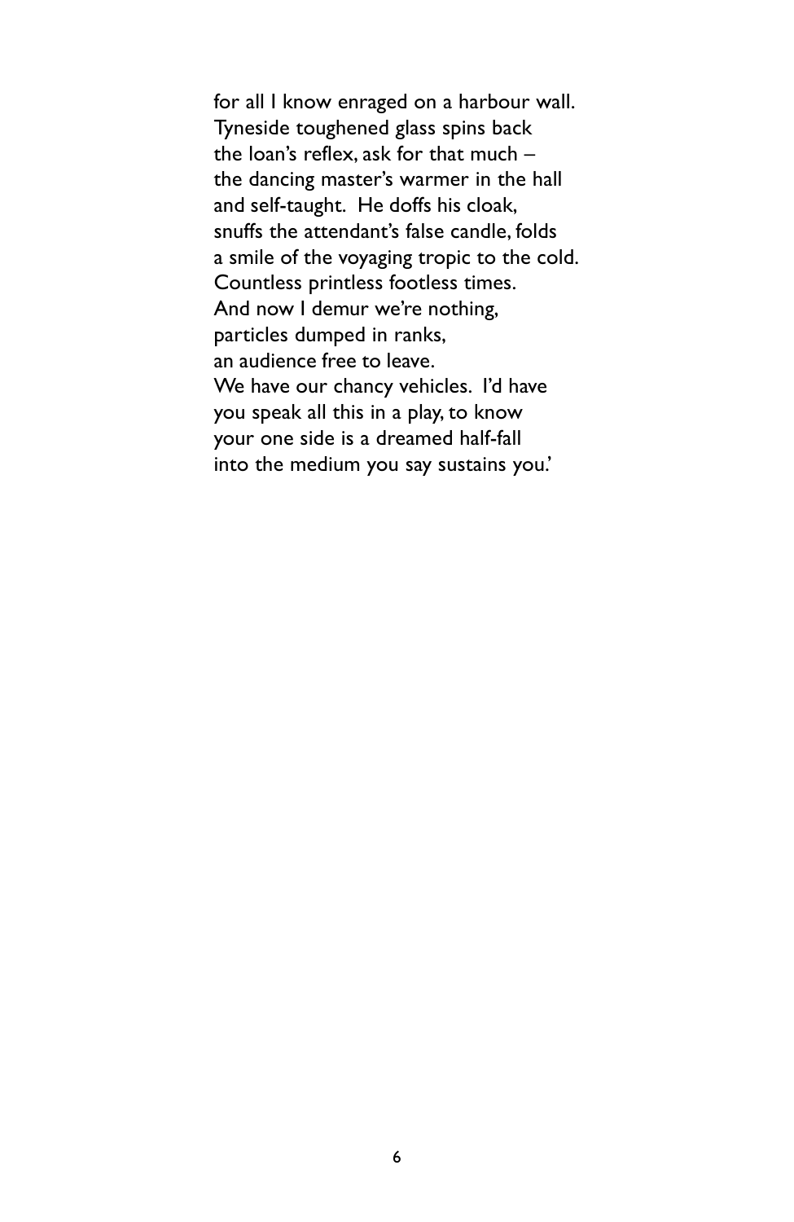for all I know enraged on a harbour wall.
Tyneside toughened glass spins back
the loan's reflex, ask for that much –
the dancing master's warmer in the hall
and self-taught. He doffs his cloak,
snuffs the attendant's false candle, folds
a smile of the voyaging tropic to the cold.
Countless printless footless times.
And now I demur we're nothing,
particles dumped in ranks,
an audience free to leave.
We have our chancy vehicles. I'd have
you speak all this in a play, to know
your one side is a dreamed half-fall
into the medium you say sustains you.'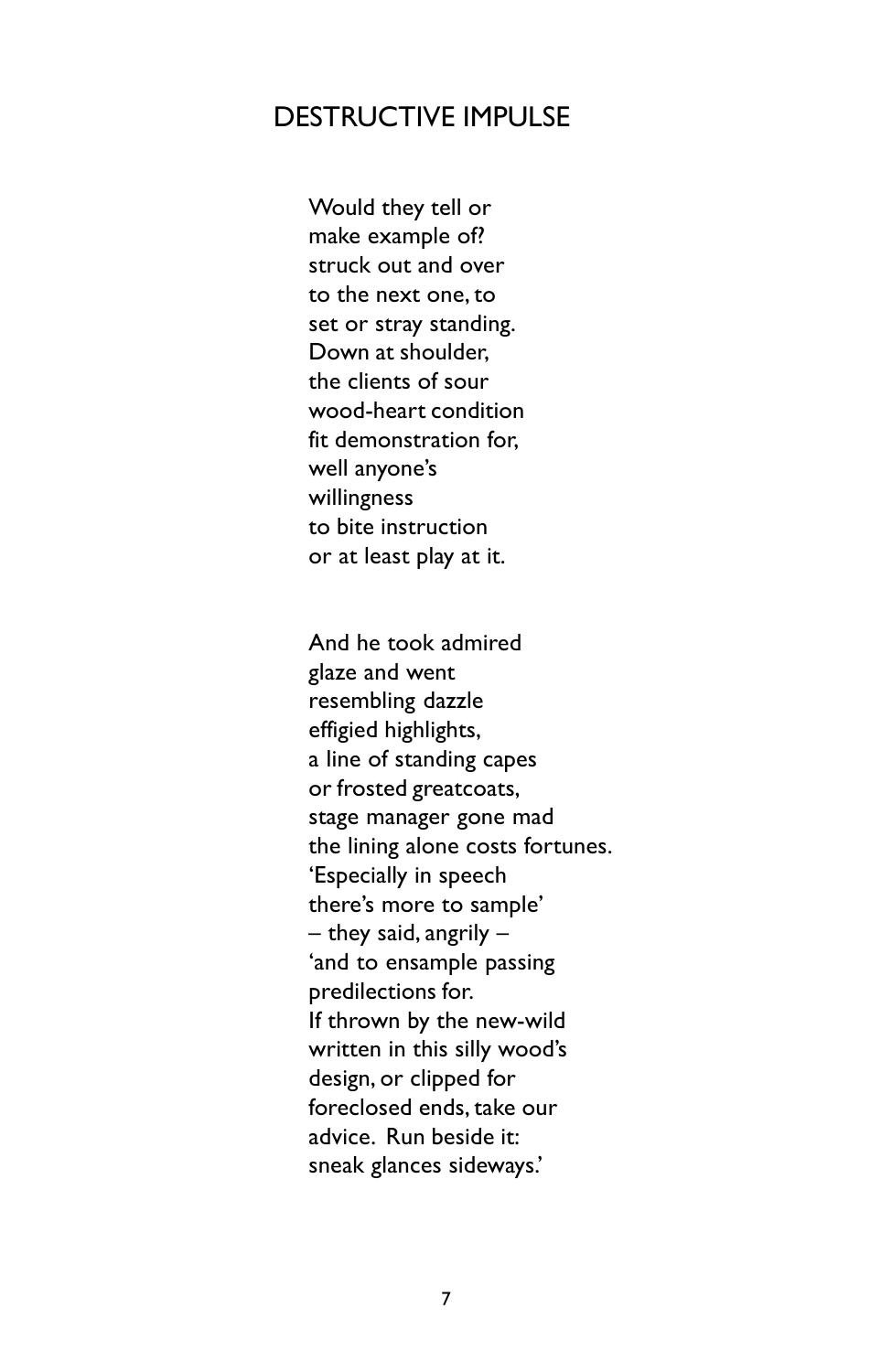## DESTRUCTIVE IMPULSE

Would they tell or  
make example of?  
struck out and over  
to the next one, to  
set or stray standing.  
Down at shoulder,  
the clients of sour  
wood-heart condition  
fit demonstration for,  
well anyone's  
willingness  
to bite instruction  
or at least play at it.

And he took admired  
glaze and went  
resembling dazzle  
effigied highlights,  
a line of standing capes  
or frosted greatcoats,  
stage manager gone mad  
the lining alone costs fortunes.  
'Especially in speech  
there's more to sample'  
– they said, angrily –  
'and to ensample passing  
predilections for.  
If thrown by the new-wild  
written in this silly wood's  
design, or clipped for  
foreclosed ends, take our  
advice. Run beside it:  
sneak glances sideways.'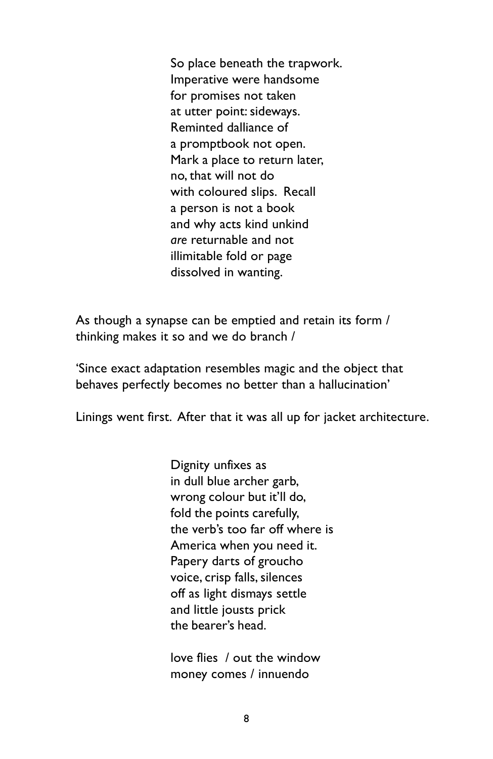So place beneath the trapwork.  
Imperative were handsome  
for promises not taken  
at utter point: sideways.  
Reminted dalliance of  
a promptbook not open.  
Mark a place to return later,  
no, that will not do  
with coloured slips. Recall  
a person is not a book  
and why acts kind unkind  
*are* returnable and not  
illimitable fold or page  
dissolved in wanting.

As though a synapse can be emptied and retain its form /  
thinking makes it so and we do branch /

'Since exact adaptation resembles magic and the object that behaves perfectly becomes no better than a hallucination'

Linings went first. After that it was all up for jacket architecture.

Dignity unfixes as  
in dull blue archer garb,  
wrong colour but it'll do,  
fold the points carefully,  
the verb's too far off where is  
America when you need it.  
Papery darts of groucho  
voice, crisp falls, silences  
off as light dismays settle  
and little jousts prick  
the bearer's head.

love flies / out the window  
money comes / innuendo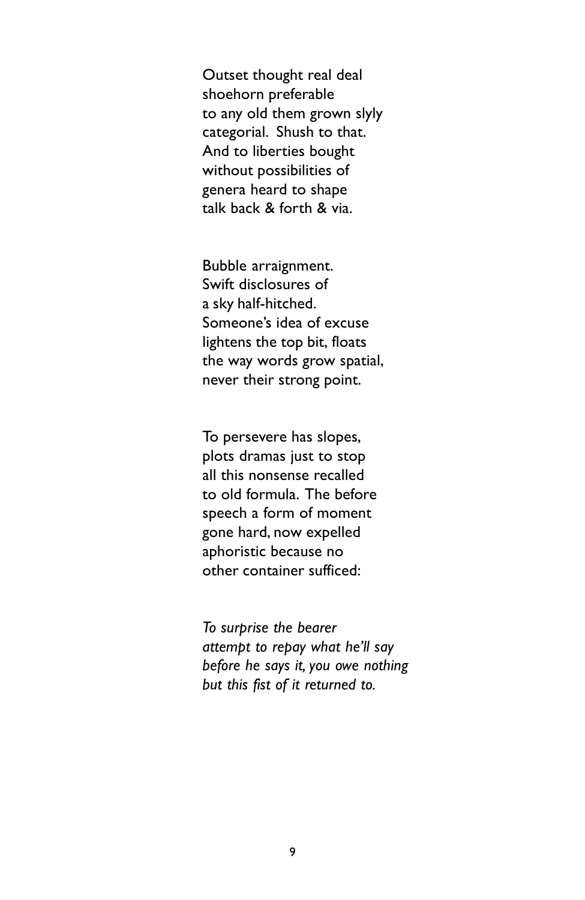Outset thought real deal  
shoehorn preferable  
to any old them grown slyly  
categorial.  Shush to that.  
And to liberties bought  
without possibilities of  
genera heard to shape  
talk back & forth & via.

Bubble arraignment.  
Swift disclosures of  
a sky half-hitched.  
Someone's idea of excuse  
lightens the top bit, floats  
the way words grow spatial,  
never their strong point.

To persevere has slopes,  
plots dramas just to stop  
all this nonsense recalled  
to old formula.  The before  
speech a form of moment  
gone hard, now expelled  
aphoristic because no  
other container sufficed:

*To surprise the bearer*  
*attempt to repay what he'll say*  
*before he says it, you owe nothing*  
*but this fist of it returned to.*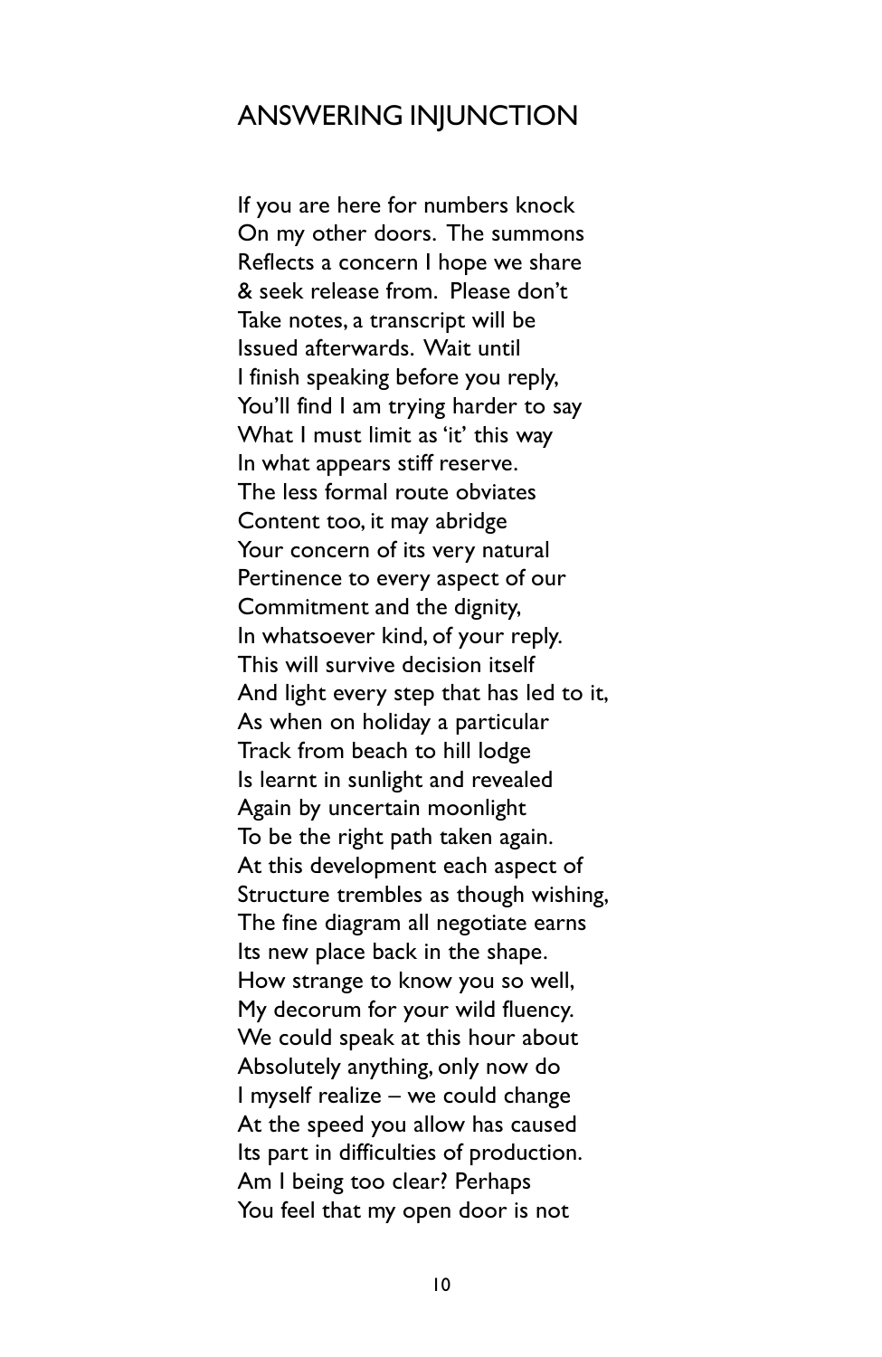## ANSWERING INJUNCTION

If you are here for numbers knock  
On my other doors. The summons  
Reflects a concern I hope we share  
& seek release from. Please don't  
Take notes, a transcript will be  
Issued afterwards. Wait until  
I finish speaking before you reply,  
You'll find I am trying harder to say  
What I must limit as 'it' this way  
In what appears stiff reserve.  
The less formal route obviates  
Content too, it may abridge  
Your concern of its very natural  
Pertinence to every aspect of our  
Commitment and the dignity,  
In whatsoever kind, of your reply.  
This will survive decision itself  
And light every step that has led to it,  
As when on holiday a particular  
Track from beach to hill lodge  
Is learnt in sunlight and revealed  
Again by uncertain moonlight  
To be the right path taken again.  
At this development each aspect of  
Structure trembles as though wishing,  
The fine diagram all negotiate earns  
Its new place back in the shape.  
How strange to know you so well,  
My decorum for your wild fluency.  
We could speak at this hour about  
Absolutely anything, only now do  
I myself realize – we could change  
At the speed you allow has caused  
Its part in difficulties of production.  
Am I being too clear? Perhaps  
You feel that my open door is not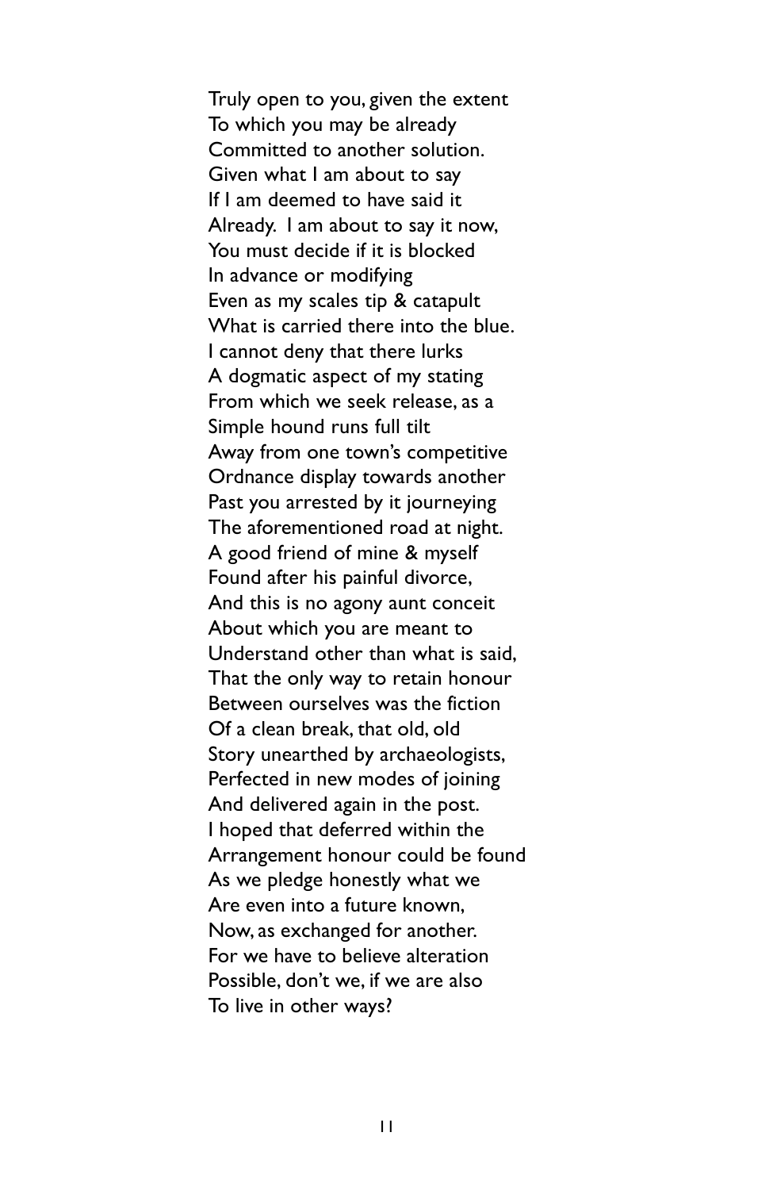Truly open to you, given the extent  
To which you may be already  
Committed to another solution.  
Given what I am about to say  
If I am deemed to have said it  
Already.  I am about to say it now,  
You must decide if it is blocked  
In advance or modifying  
Even as my scales tip & catapult  
What is carried there into the blue.  
I cannot deny that there lurks  
A dogmatic aspect of my stating  
From which we seek release, as a  
Simple hound runs full tilt  
Away from one town's competitive  
Ordnance display towards another  
Past you arrested by it journeying  
The aforementioned road at night.  
A good friend of mine & myself  
Found after his painful divorce,  
And this is no agony aunt conceit  
About which you are meant to  
Understand other than what is said,  
That the only way to retain honour  
Between ourselves was the fiction  
Of a clean break, that old, old  
Story unearthed by archaeologists,  
Perfected in new modes of joining  
And delivered again in the post.  
I hoped that deferred within the  
Arrangement honour could be found  
As we pledge honestly what we  
Are even into a future known,  
Now, as exchanged for another.  
For we have to believe alteration  
Possible, don't we, if we are also  
To live in other ways?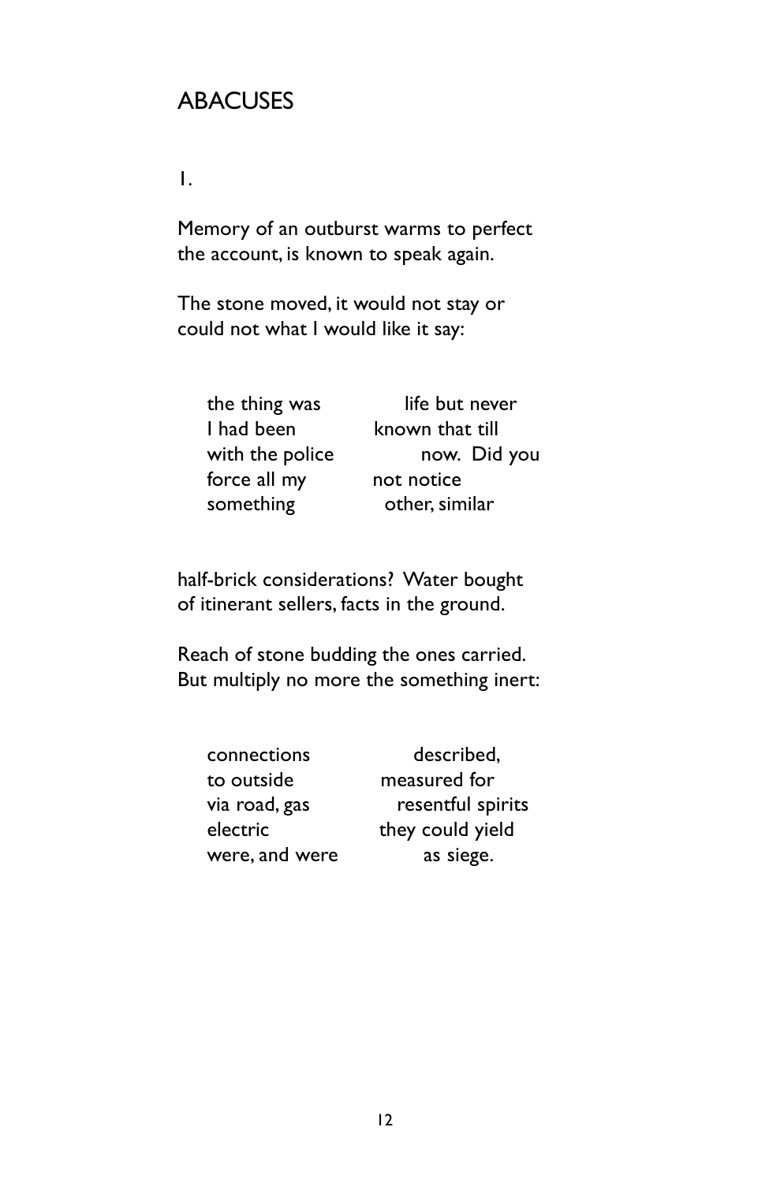## ABACUSES

1.

Memory of an outburst warms to perfect
the account, is known to speak again.

The stone moved, it would not stay or
could not what I would like it say:

| | |
|---|---|
| the thing was | life but never |
| I had been | known that till |
| with the police | now. Did you |
| force all my | not notice |
| something | other, similar |

half-brick considerations? Water bought
of itinerant sellers, facts in the ground.

Reach of stone budding the ones carried.
But multiply no more the something inert:

| | |
|---|---|
| connections | described, |
| to outside | measured for |
| via road, gas | resentful spirits |
| electric | they could yield |
| were, and were | as siege. |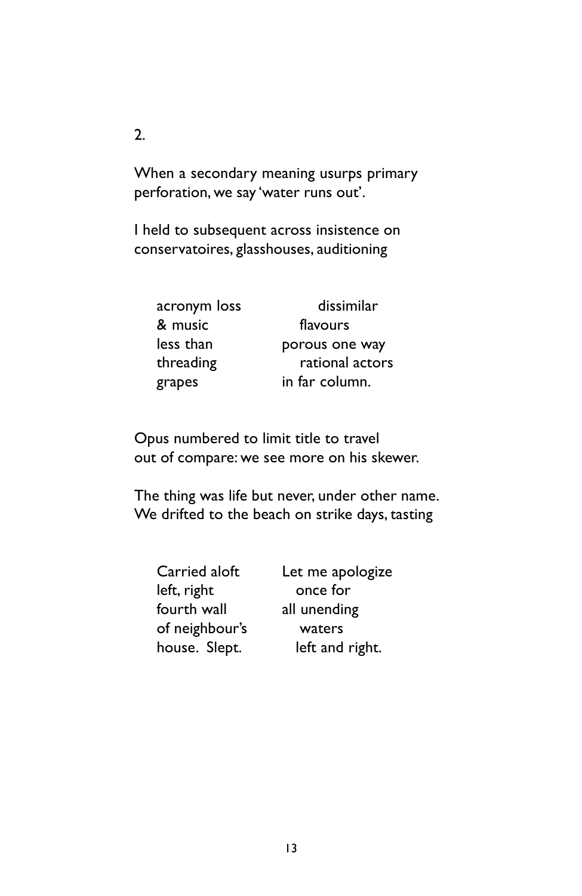2.

When a secondary meaning usurps primary
perforation, we say 'water runs out'.

I held to subsequent across insistence on
conservatoires, glasshouses, auditioning

```
acronym loss            dissimilar
& music               flavours
less than             porous one way
threading               rational actors
grapes                in far column.
```

Opus numbered to limit title to travel
out of compare: we see more on his skewer.

The thing was life but never, under other name.
We drifted to the beach on strike days, tasting

```
Carried aloft         Let me apologize
left, right             once for
fourth wall           all unending
of neighbour's           waters
house.  Slept.          left and right.
```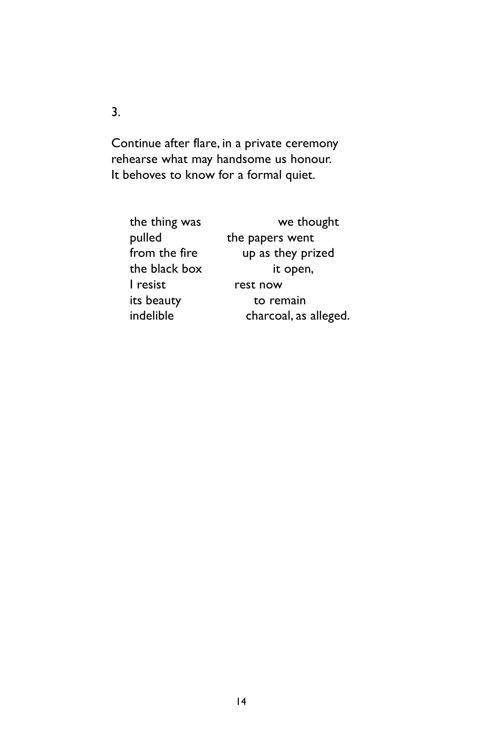3.

Continue after flare, in a private ceremony
rehearse what may handsome us honour.
It behoves to know for a formal quiet.

```
the thing was                we thought
pulled                 the papers went
from the fire            up as they prized
the black box                it open,
I resist               rest now
its beauty                to remain
indelible               charcoal, as alleged.
```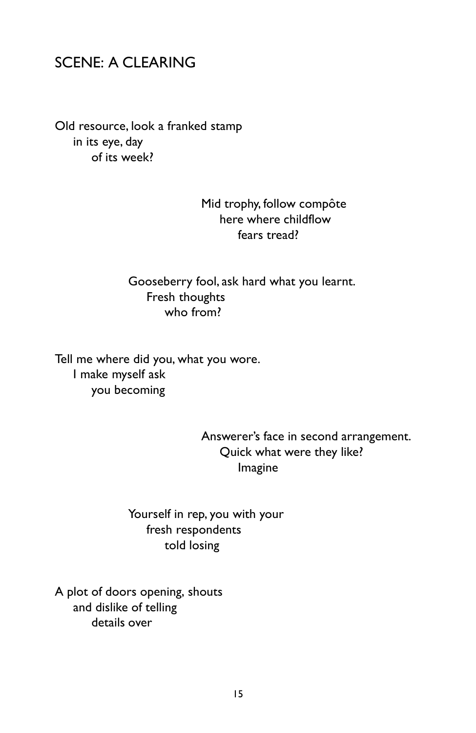## SCENE: A CLEARING

Old resource, look a franked stamp
in its eye, day
of its week?

Mid trophy, follow compôte
here where childflow
fears tread?

Gooseberry fool, ask hard what you learnt.
Fresh thoughts
who from?

Tell me where did you, what you wore.
I make myself ask
you becoming

Answerer's face in second arrangement.
Quick what were they like?
Imagine

Yourself in rep, you with your
fresh respondents
told losing

A plot of doors opening, shouts
and dislike of telling
details over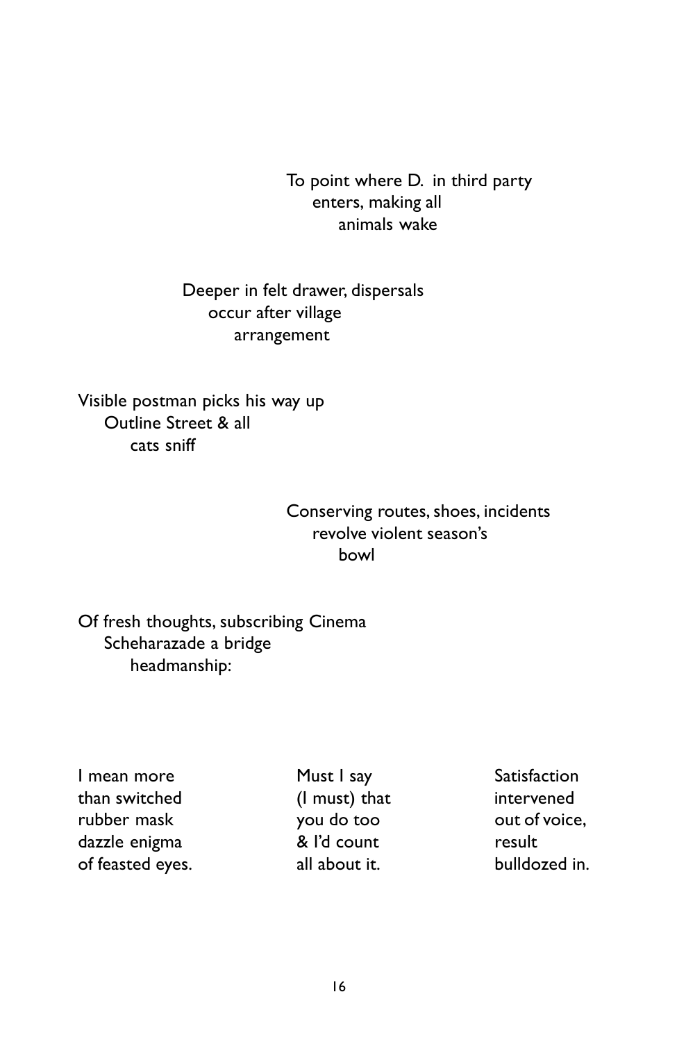To point where D.  in third party
enters, making all
animals wake

Deeper in felt drawer, dispersals
occur after village
arrangement

Visible postman picks his way up
Outline Street & all
cats sniff

Conserving routes, shoes, incidents
revolve violent season's
bowl

Of fresh thoughts, subscribing Cinema
Scheharazade a bridge
headmanship:

I mean more
than switched
rubber mask
dazzle enigma
of feasted eyes.

Must I say
(I must) that
you do too
& I'd count
all about it.

Satisfaction
intervened
out of voice,
result
bulldozed in.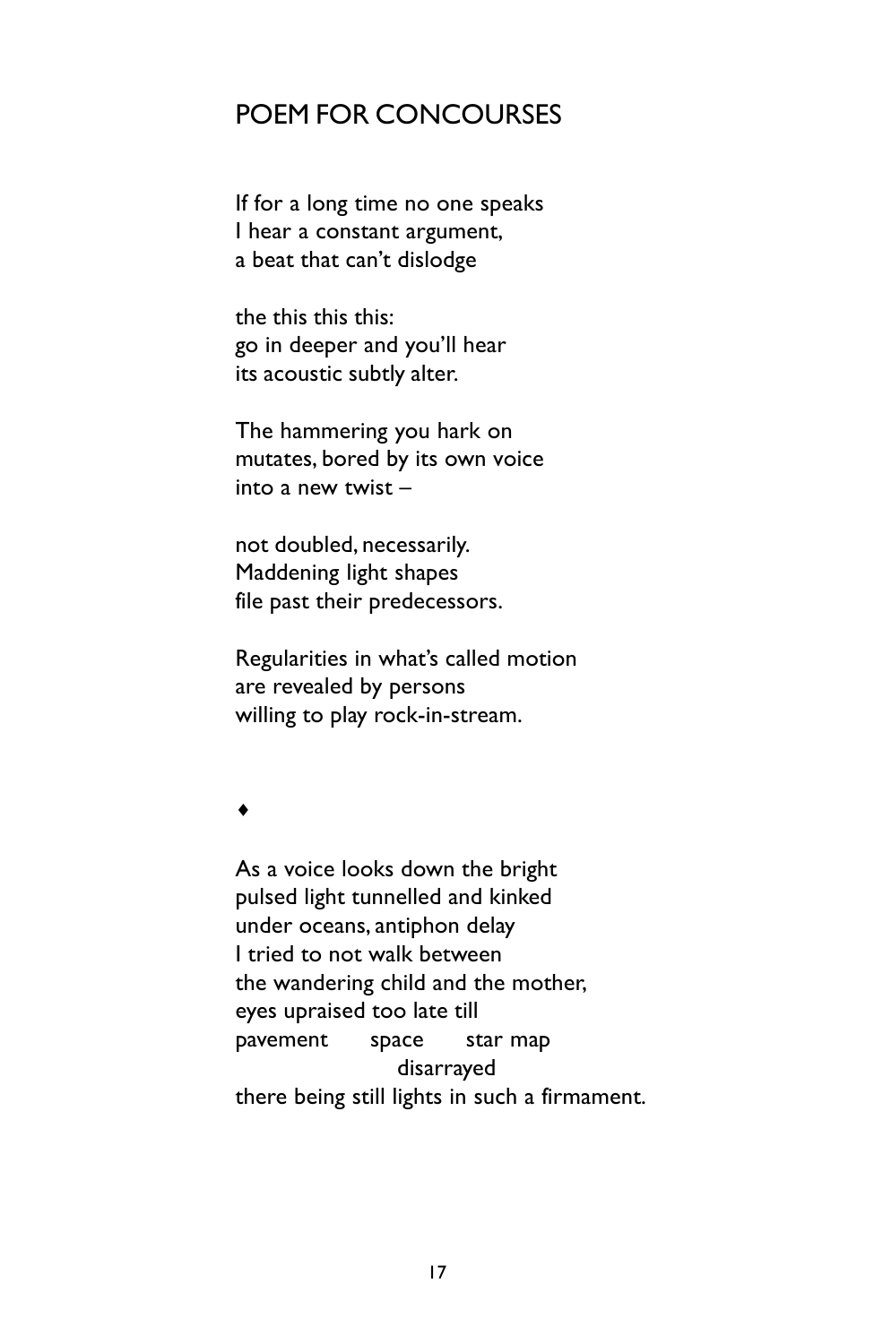## POEM FOR CONCOURSES

If for a long time no one speaks
I hear a constant argument,
a beat that can't dislodge

the this this this:
go in deeper and you'll hear
its acoustic subtly alter.

The hammering you hark on
mutates, bored by its own voice
into a new twist –

not doubled, necessarily.
Maddening light shapes
file past their predecessors.

Regularities in what's called motion
are revealed by persons
willing to play rock-in-stream.

♦

As a voice looks down the bright
pulsed light tunnelled and kinked
under oceans, antiphon delay
I tried to not walk between
the wandering child and the mother,
eyes upraised too late till
pavement       space       star map
                        disarrayed
there being still lights in such a firmament.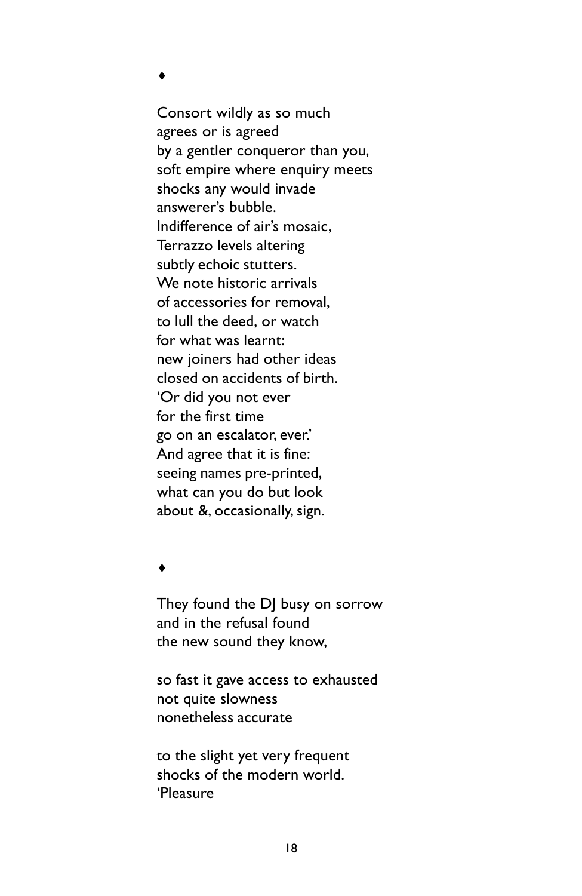♦

Consort wildly as so much
agrees or is agreed
by a gentler conqueror than you,
soft empire where enquiry meets
shocks any would invade
answerer's bubble.
Indifference of air's mosaic,
Terrazzo levels altering
subtly echoic stutters.
We note historic arrivals
of accessories for removal,
to lull the deed, or watch
for what was learnt:
new joiners had other ideas
closed on accidents of birth.
'Or did you not ever
for the first time
go on an escalator, ever.'
And agree that it is fine:
seeing names pre-printed,
what can you do but look
about &, occasionally, sign.

♦

They found the DJ busy on sorrow
and in the refusal found
the new sound they know,

so fast it gave access to exhausted
not quite slowness
nonetheless accurate

to the slight yet very frequent
shocks of the modern world.
'Pleasure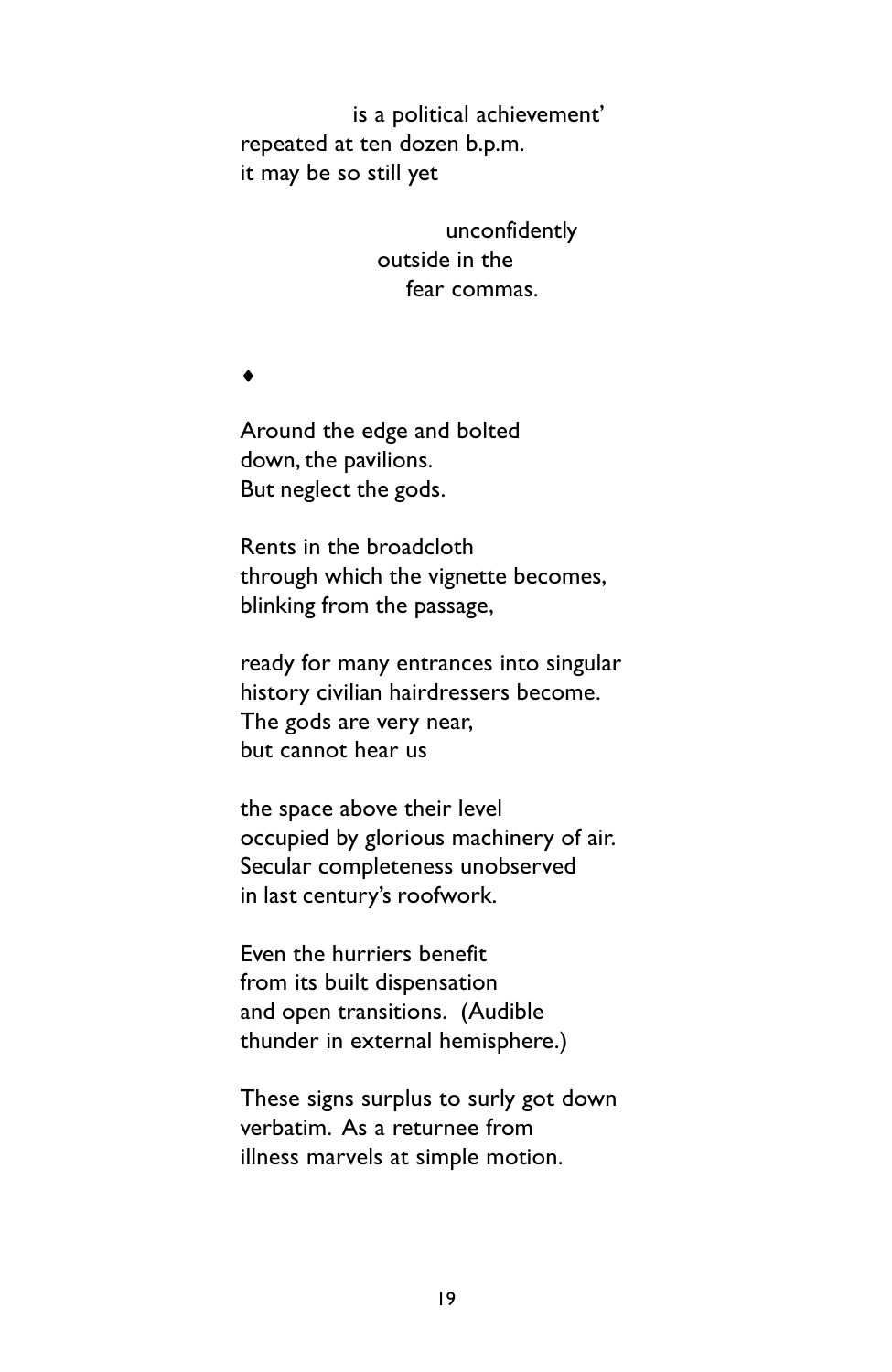is a political achievement'
repeated at ten dozen b.p.m.
it may be so still yet

unconfidently
outside in the
fear commas.

♦

Around the edge and bolted
down, the pavilions.
But neglect the gods.

Rents in the broadcloth
through which the vignette becomes,
blinking from the passage,

ready for many entrances into singular
history civilian hairdressers become.
The gods are very near,
but cannot hear us

the space above their level
occupied by glorious machinery of air.
Secular completeness unobserved
in last century's roofwork.

Even the hurriers benefit
from its built dispensation
and open transitions. (Audible
thunder in external hemisphere.)

These signs surplus to surly got down
verbatim. As a returnee from
illness marvels at simple motion.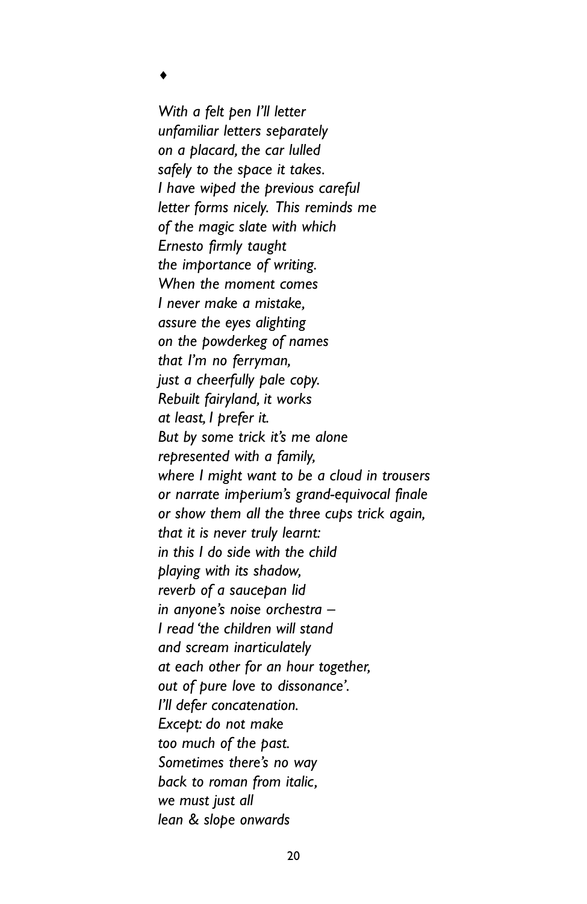♦

*With a felt pen I'll letter*
*unfamiliar letters separately*
*on a placard, the car lulled*
*safely to the space it takes.*
*I have wiped the previous careful*
*letter forms nicely. This reminds me*
*of the magic slate with which*
*Ernesto firmly taught*
*the importance of writing.*
*When the moment comes*
*I never make a mistake,*
*assure the eyes alighting*
*on the powderkeg of names*
*that I'm no ferryman,*
*just a cheerfully pale copy.*
*Rebuilt fairyland, it works*
*at least, I prefer it.*
*But by some trick it's me alone*
*represented with a family,*
*where I might want to be a cloud in trousers*
*or narrate imperium's grand-equivocal finale*
*or show them all the three cups trick again,*
*that it is never truly learnt:*
*in this I do side with the child*
*playing with its shadow,*
*reverb of a saucepan lid*
*in anyone's noise orchestra –*
*I read 'the children will stand*
*and scream inarticulately*
*at each other for an hour together,*
*out of pure love to dissonance'.*
*I'll defer concatenation.*
*Except: do not make*
*too much of the past.*
*Sometimes there's no way*
*back to roman from italic,*
*we must just all*
*lean & slope onwards*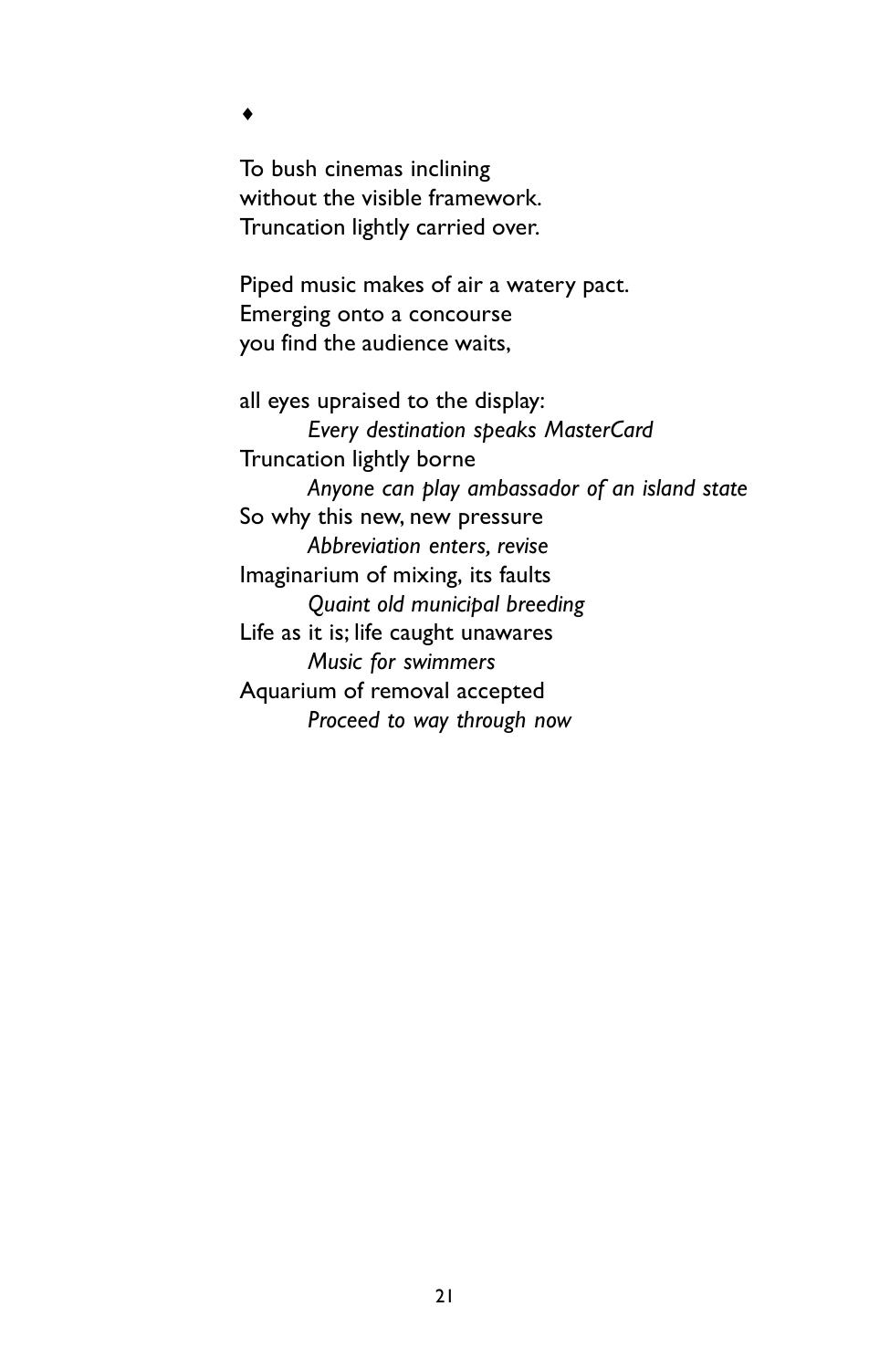♦

To bush cinemas inclining
without the visible framework.
Truncation lightly carried over.

Piped music makes of air a watery pact.
Emerging onto a concourse
you find the audience waits,

all eyes upraised to the display:
        *Every destination speaks MasterCard*
Truncation lightly borne
        *Anyone can play ambassador of an island state*
So why this new, new pressure
        *Abbreviation enters, revise*
Imaginarium of mixing, its faults
        *Quaint old municipal breeding*
Life as it is; life caught unawares
        *Music for swimmers*
Aquarium of removal accepted
        *Proceed to way through now*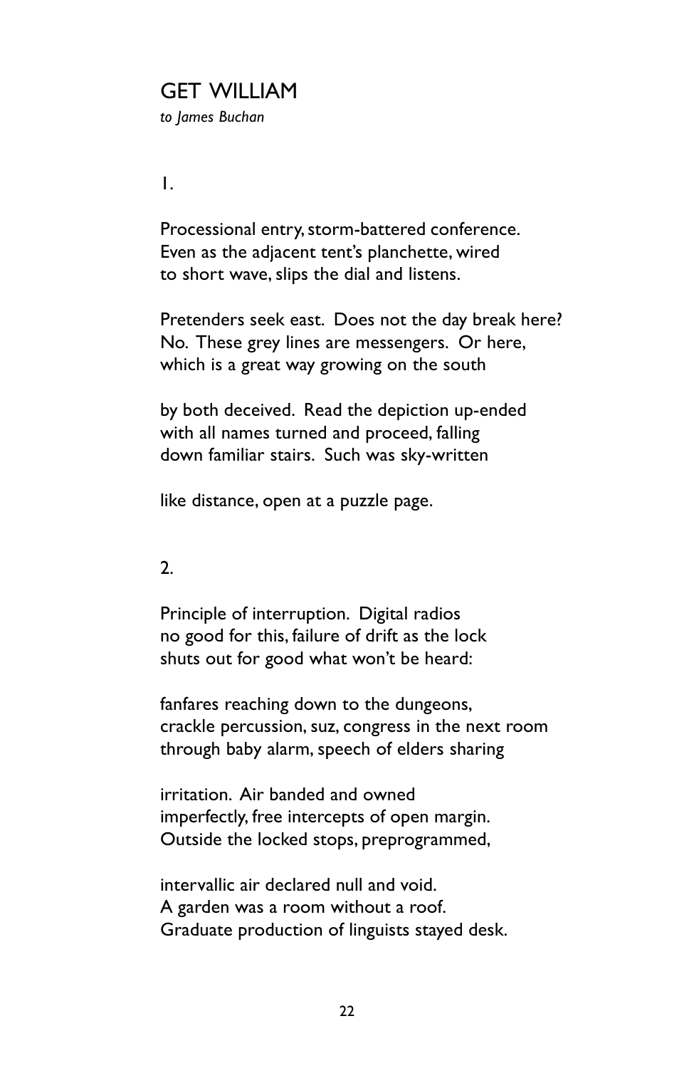# GET WILLIAM

*to James Buchan*

1.

Processional entry, storm-battered conference.  
Even as the adjacent tent's planchette, wired  
to short wave, slips the dial and listens.

Pretenders seek east. Does not the day break here?  
No. These grey lines are messengers. Or here,  
which is a great way growing on the south

by both deceived. Read the depiction up-ended  
with all names turned and proceed, falling  
down familiar stairs. Such was sky-written

like distance, open at a puzzle page.

2.

Principle of interruption. Digital radios  
no good for this, failure of drift as the lock  
shuts out for good what won't be heard:

fanfares reaching down to the dungeons,  
crackle percussion, suz, congress in the next room  
through baby alarm, speech of elders sharing

irritation. Air banded and owned  
imperfectly, free intercepts of open margin.  
Outside the locked stops, preprogrammed,

intervallic air declared null and void.  
A garden was a room without a roof.  
Graduate production of linguists stayed desk.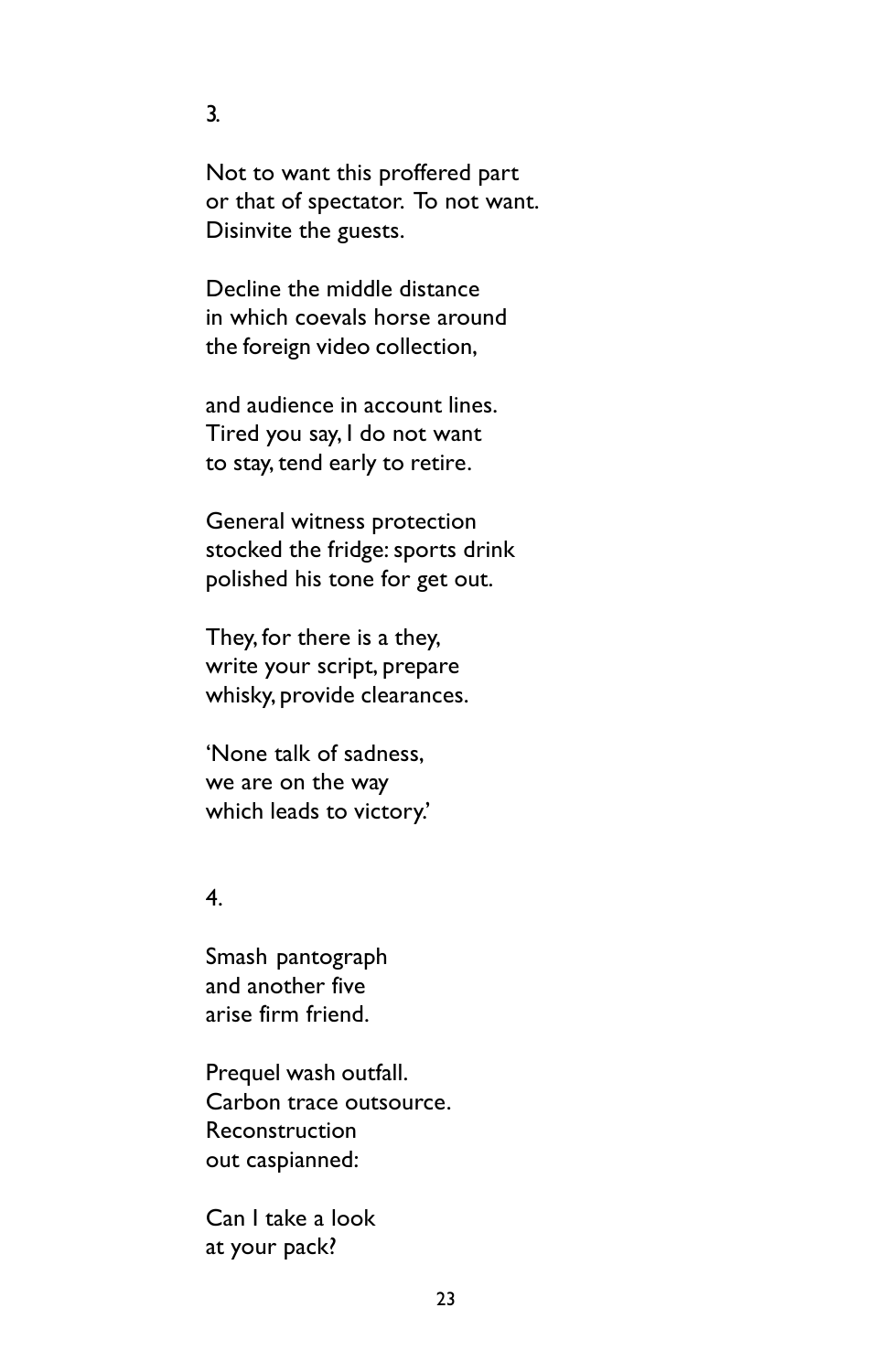3.

Not to want this proffered part
or that of spectator. To not want.
Disinvite the guests.

Decline the middle distance
in which coevals horse around
the foreign video collection,

and audience in account lines.
Tired you say, I do not want
to stay, tend early to retire.

General witness protection
stocked the fridge: sports drink
polished his tone for get out.

They, for there is a they,
write your script, prepare
whisky, provide clearances.

'None talk of sadness,
we are on the way
which leads to victory.'

4.

Smash pantograph
and another five
arise firm friend.

Prequel wash outfall.
Carbon trace outsource.
Reconstruction
out caspianned:

Can I take a look
at your pack?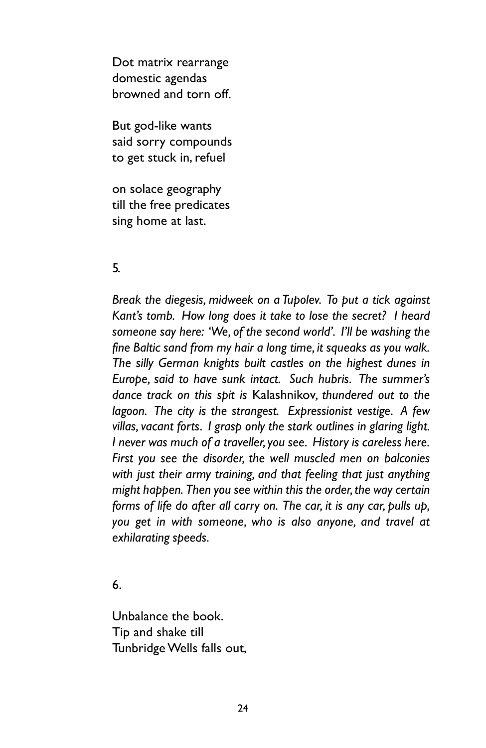Dot matrix rearrange
domestic agendas
browned and torn off.

But god-like wants
said sorry compounds
to get stuck in, refuel

on solace geography
till the free predicates
sing home at last.

5.

*Break the diegesis, midweek on a Tupolev. To put a tick against Kant's tomb. How long does it take to lose the secret? I heard someone say here: 'We, of the second world'. I'll be washing the fine Baltic sand from my hair a long time, it squeaks as you walk. The silly German knights built castles on the highest dunes in Europe, said to have sunk intact. Such hubris. The summer's dance track on this spit is* Kalashnikov*, thundered out to the lagoon. The city is the strangest. Expressionist vestige. A few villas, vacant forts. I grasp only the stark outlines in glaring light. I never was much of a traveller, you see. History is careless here. First you see the disorder, the well muscled men on balconies with just their army training, and that feeling that just anything might happen. Then you see within this the order, the way certain forms of life do after all carry on. The car, it is any car, pulls up, you get in with someone, who is also anyone, and travel at exhilarating speeds.*

6.

Unbalance the book.
Tip and shake till
Tunbridge Wells falls out,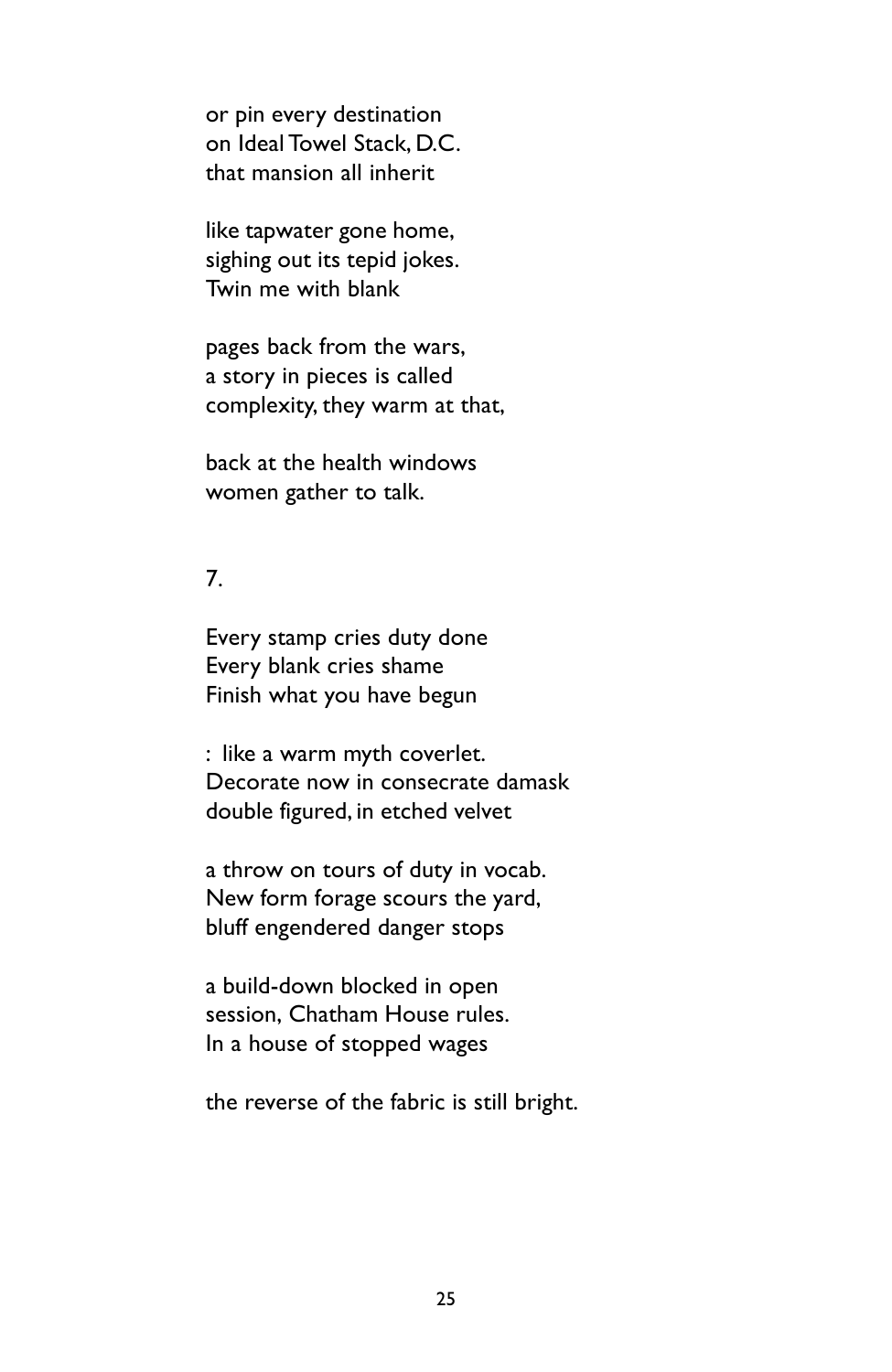or pin every destination
on Ideal Towel Stack, D.C.
that mansion all inherit

like tapwater gone home,
sighing out its tepid jokes.
Twin me with blank

pages back from the wars,
a story in pieces is called
complexity, they warm at that,

back at the health windows
women gather to talk.

7.

Every stamp cries duty done
Every blank cries shame
Finish what you have begun

: like a warm myth coverlet.
Decorate now in consecrate damask
double figured, in etched velvet

a throw on tours of duty in vocab.
New form forage scours the yard,
bluff engendered danger stops

a build-down blocked in open
session, Chatham House rules.
In a house of stopped wages

the reverse of the fabric is still bright.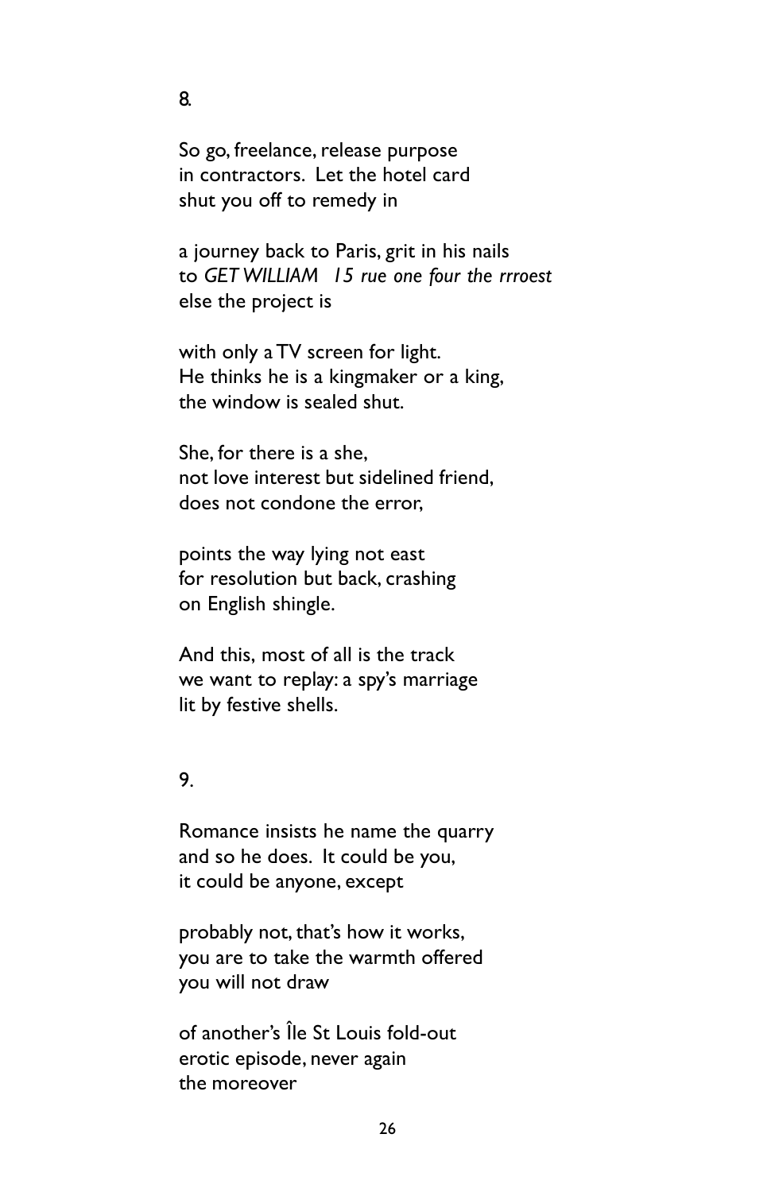8.

So go, freelance, release purpose
in contractors.  Let the hotel card
shut you off to remedy in

a journey back to Paris, grit in his nails
to *GET WILLIAM   15 rue one four the rrroest*
else the project is

with only a TV screen for light.
He thinks he is a kingmaker or a king,
the window is sealed shut.

She, for there is a she,
not love interest but sidelined friend,
does not condone the error,

points the way lying not east
for resolution but back, crashing
on English shingle.

And this, most of all is the track
we want to replay: a spy's marriage
lit by festive shells.

9.

Romance insists he name the quarry
and so he does.  It could be you,
it could be anyone, except

probably not, that's how it works,
you are to take the warmth offered
you will not draw

of another's Île St Louis fold-out
erotic episode, never again
the moreover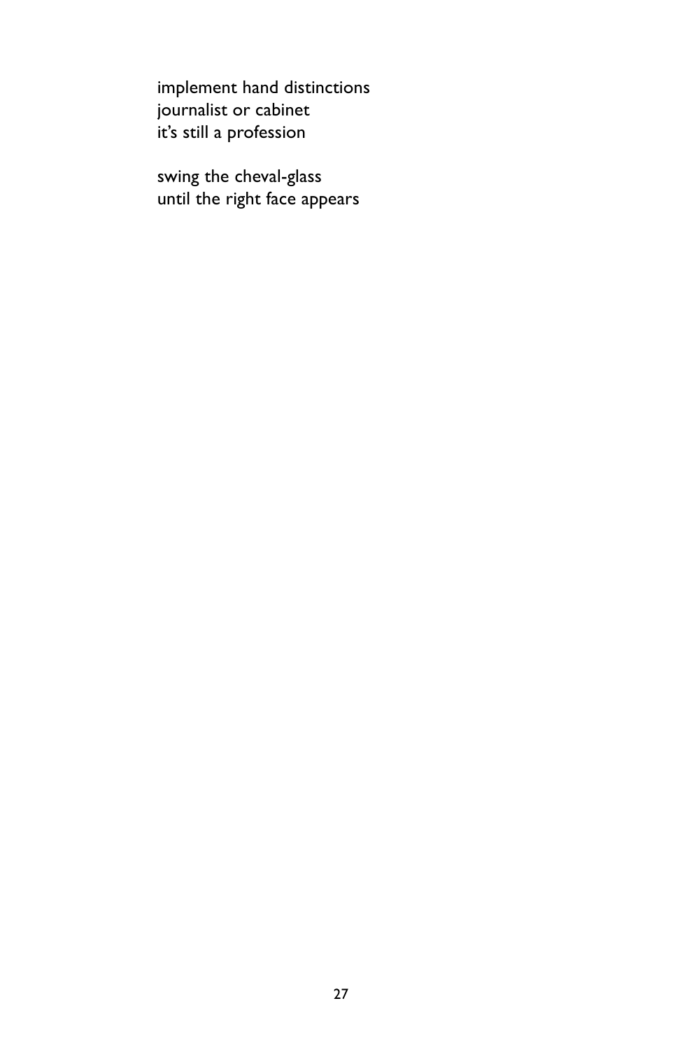implement hand distinctions  
journalist or cabinet  
it's still a profession

swing the cheval-glass  
until the right face appears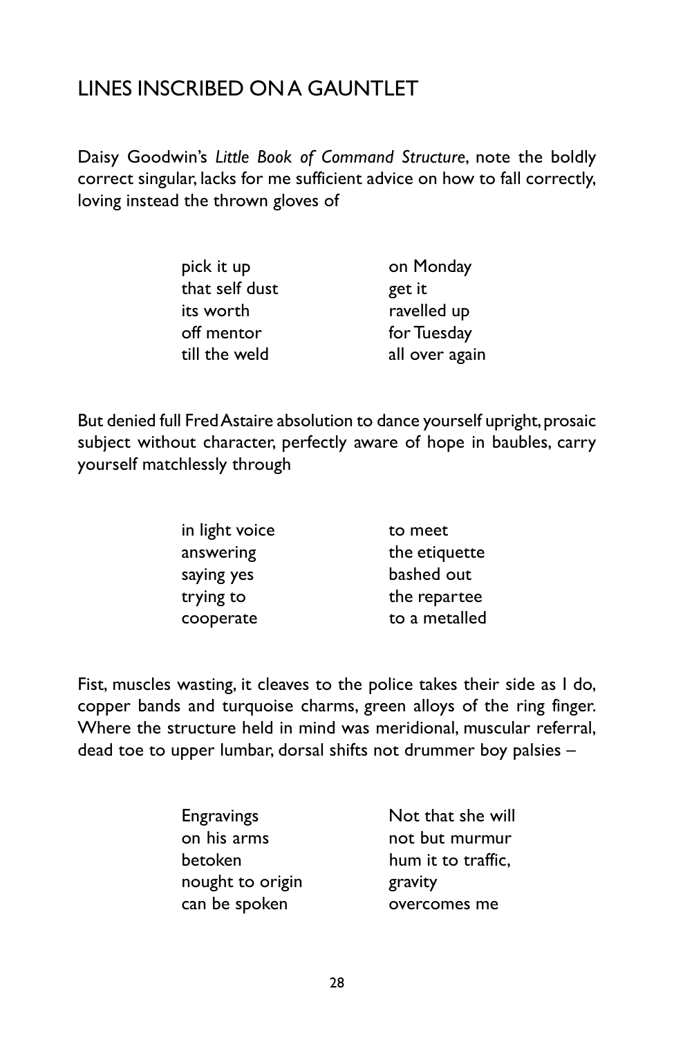# LINES INSCRIBED ON A GAUNTLET

Daisy Goodwin's *Little Book of Command Structure*, note the boldly correct singular, lacks for me sufficient advice on how to fall correctly, loving instead the thrown gloves of

| | |
|---|---|
| pick it up | on Monday |
| that self dust | get it |
| its worth | ravelled up |
| off mentor | for Tuesday |
| till the weld | all over again |

But denied full Fred Astaire absolution to dance yourself upright, prosaic subject without character, perfectly aware of hope in baubles, carry yourself matchlessly through

| | |
|---|---|
| in light voice | to meet |
| answering | the etiquette |
| saying yes | bashed out |
| trying to | the repartee |
| cooperate | to a metalled |

Fist, muscles wasting, it cleaves to the police takes their side as I do, copper bands and turquoise charms, green alloys of the ring finger. Where the structure held in mind was meridional, muscular referral, dead toe to upper lumbar, dorsal shifts not drummer boy palsies –

| | |
|---|---|
| Engravings | Not that she will |
| on his arms | not but murmur |
| betoken | hum it to traffic, |
| nought to origin | gravity |
| can be spoken | overcomes me |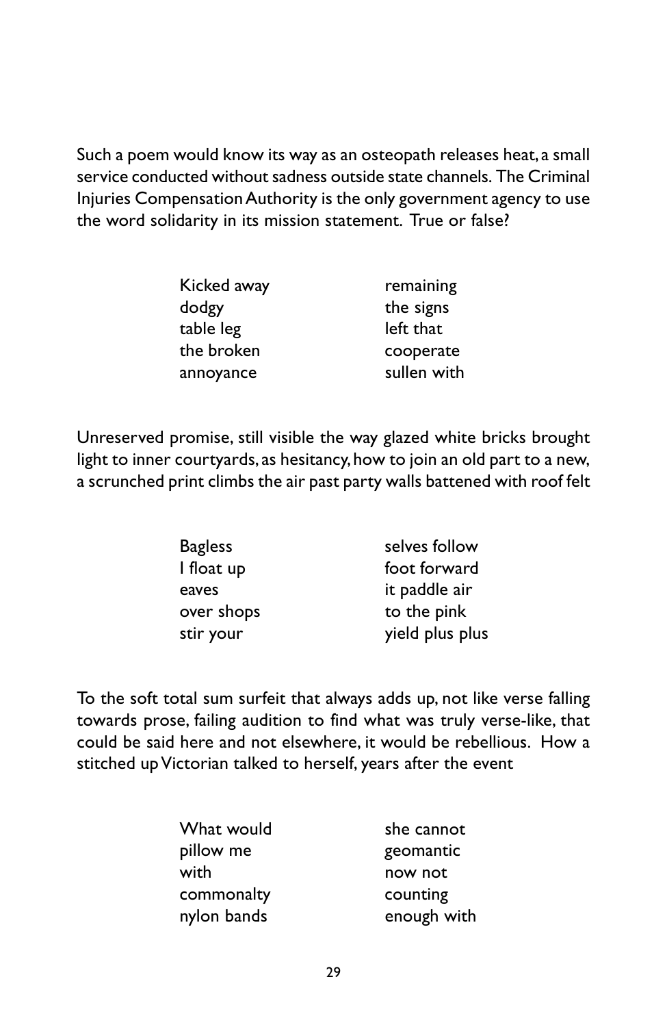Such a poem would know its way as an osteopath releases heat, a small service conducted without sadness outside state channels. The Criminal Injuries Compensation Authority is the only government agency to use the word solidarity in its mission statement. True or false?

| | |
|---|---|
| Kicked away | remaining |
| dodgy | the signs |
| table leg | left that |
| the broken | cooperate |
| annoyance | sullen with |

Unreserved promise, still visible the way glazed white bricks brought light to inner courtyards, as hesitancy, how to join an old part to a new, a scrunched print climbs the air past party walls battened with roof felt

| | |
|---|---|
| Bagless | selves follow |
| I float up | foot forward |
| eaves | it paddle air |
| over shops | to the pink |
| stir your | yield plus plus |

To the soft total sum surfeit that always adds up, not like verse falling towards prose, failing audition to find what was truly verse-like, that could be said here and not elsewhere, it would be rebellious. How a stitched up Victorian talked to herself, years after the event

| | |
|---|---|
| What would | she cannot |
| pillow me | geomantic |
| with | now not |
| commonalty | counting |
| nylon bands | enough with |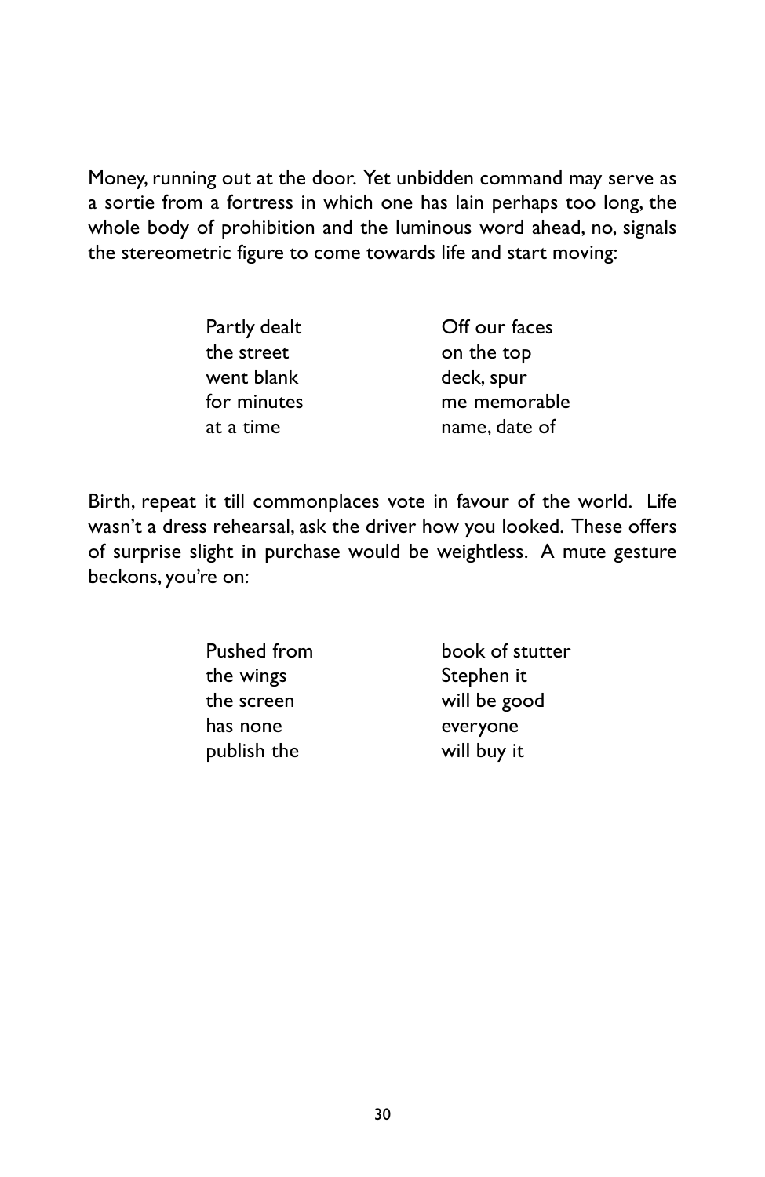Money, running out at the door. Yet unbidden command may serve as a sortie from a fortress in which one has lain perhaps too long, the whole body of prohibition and the luminous word ahead, no, signals the stereometric figure to come towards life and start moving:

Partly dealt  
the street  
went blank  
for minutes  
at a time

Off our faces  
on the top  
deck, spur  
me memorable  
name, date of

Birth, repeat it till commonplaces vote in favour of the world. Life wasn't a dress rehearsal, ask the driver how you looked. These offers of surprise slight in purchase would be weightless. A mute gesture beckons, you're on:

Pushed from  
the wings  
the screen  
has none  
publish the

book of stutter  
Stephen it  
will be good  
everyone  
will buy it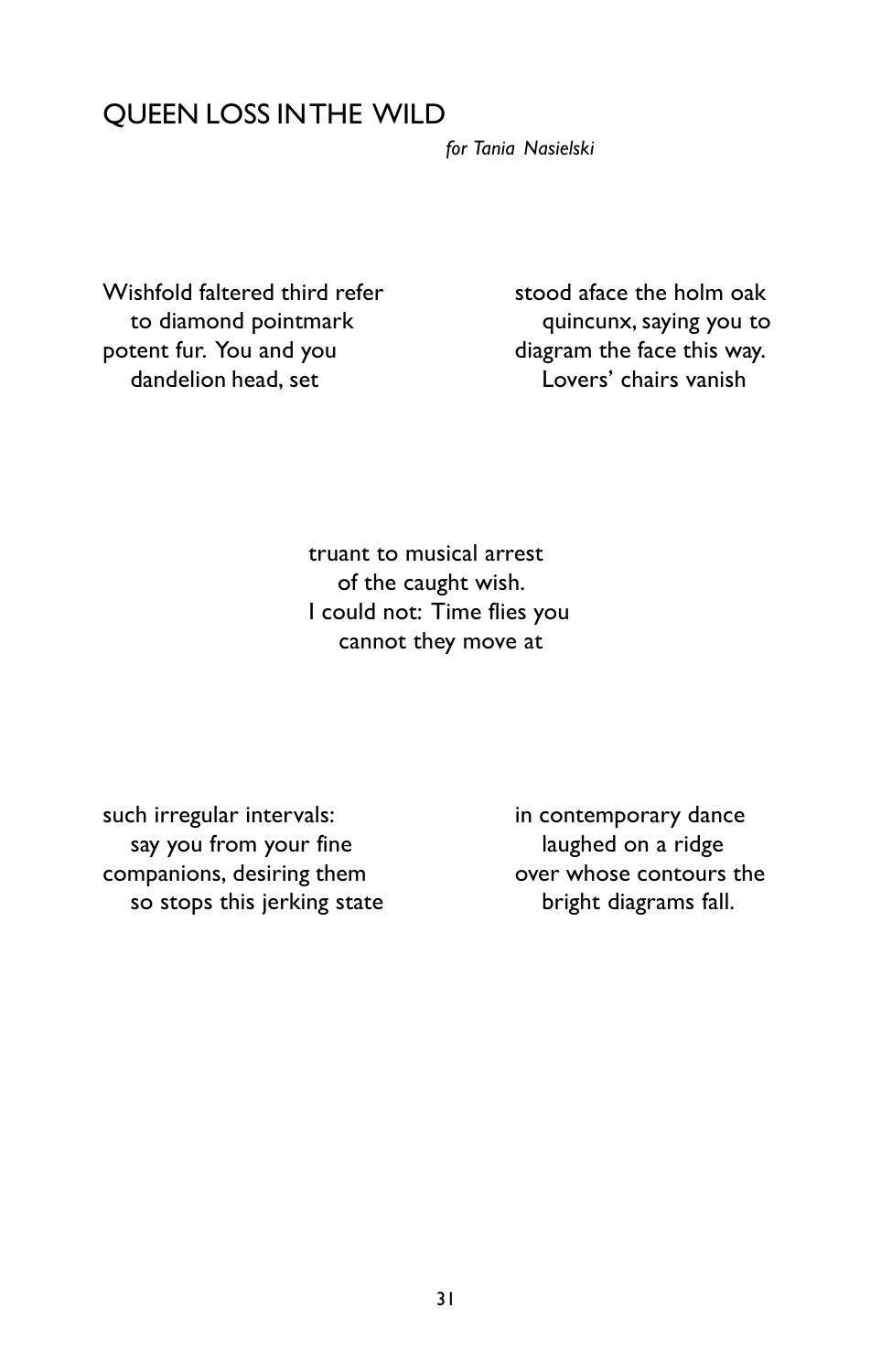# QUEEN LOSS IN THE WILD

*for Tania Nasielski*

Wishfold faltered third refer
   to diamond pointmark
potent fur. You and you
   dandelion head, set

stood aface the holm oak
   quincunx, saying you to
diagram the face this way.
   Lovers' chairs vanish

truant to musical arrest
   of the caught wish.
I could not: Time flies you
   cannot they move at

such irregular intervals:
   say you from your fine
companions, desiring them
   so stops this jerking state

in contemporary dance
   laughed on a ridge
over whose contours the
   bright diagrams fall.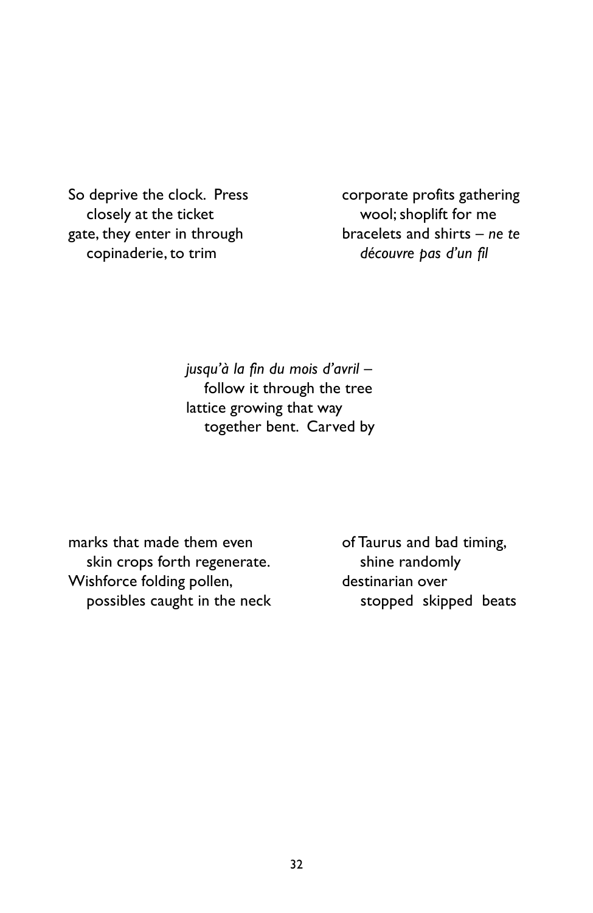So deprive the clock.  Press
   closely at the ticket
gate, they enter in through
   copinaderie, to trim

corporate profits gathering
   wool; shoplift for me
bracelets and shirts – *ne te*
   *découvre pas d'un fil*

*jusqu'à la fin du mois d'avril* –
   follow it through the tree
lattice growing that way
   together bent.  Carved by

marks that made them even
   skin crops forth regenerate.
Wishforce folding pollen,
   possibles caught in the neck

of Taurus and bad timing,
   shine randomly
destinarian over
   stopped  skipped  beats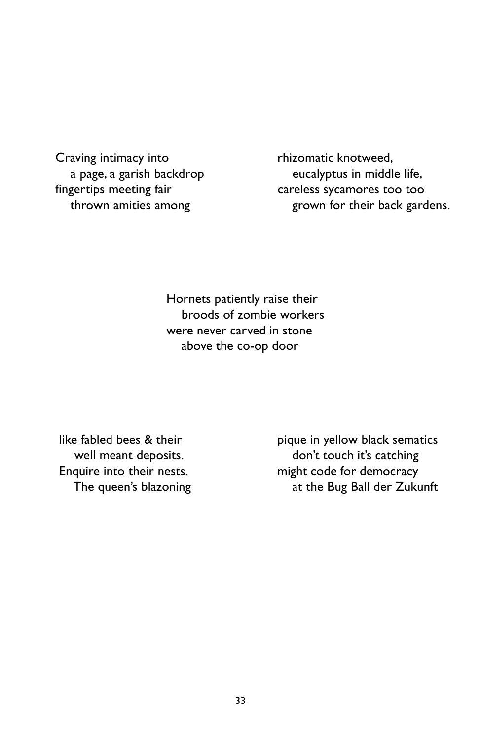Craving intimacy into
&nbsp;&nbsp;&nbsp;&nbsp;a page, a garish backdrop
fingertips meeting fair
&nbsp;&nbsp;&nbsp;&nbsp;thrown amities among

rhizomatic knotweed,
&nbsp;&nbsp;&nbsp;&nbsp;eucalyptus in middle life,
careless sycamores too too
&nbsp;&nbsp;&nbsp;&nbsp;grown for their back gardens.

Hornets patiently raise their
&nbsp;&nbsp;&nbsp;&nbsp;broods of zombie workers
were never carved in stone
&nbsp;&nbsp;&nbsp;&nbsp;above the co-op door

like fabled bees & their
&nbsp;&nbsp;&nbsp;&nbsp;well meant deposits.
Enquire into their nests.
&nbsp;&nbsp;&nbsp;&nbsp;The queen's blazoning

pique in yellow black sematics
&nbsp;&nbsp;&nbsp;&nbsp;don't touch it's catching
might code for democracy
&nbsp;&nbsp;&nbsp;&nbsp;at the Bug Ball der Zukunft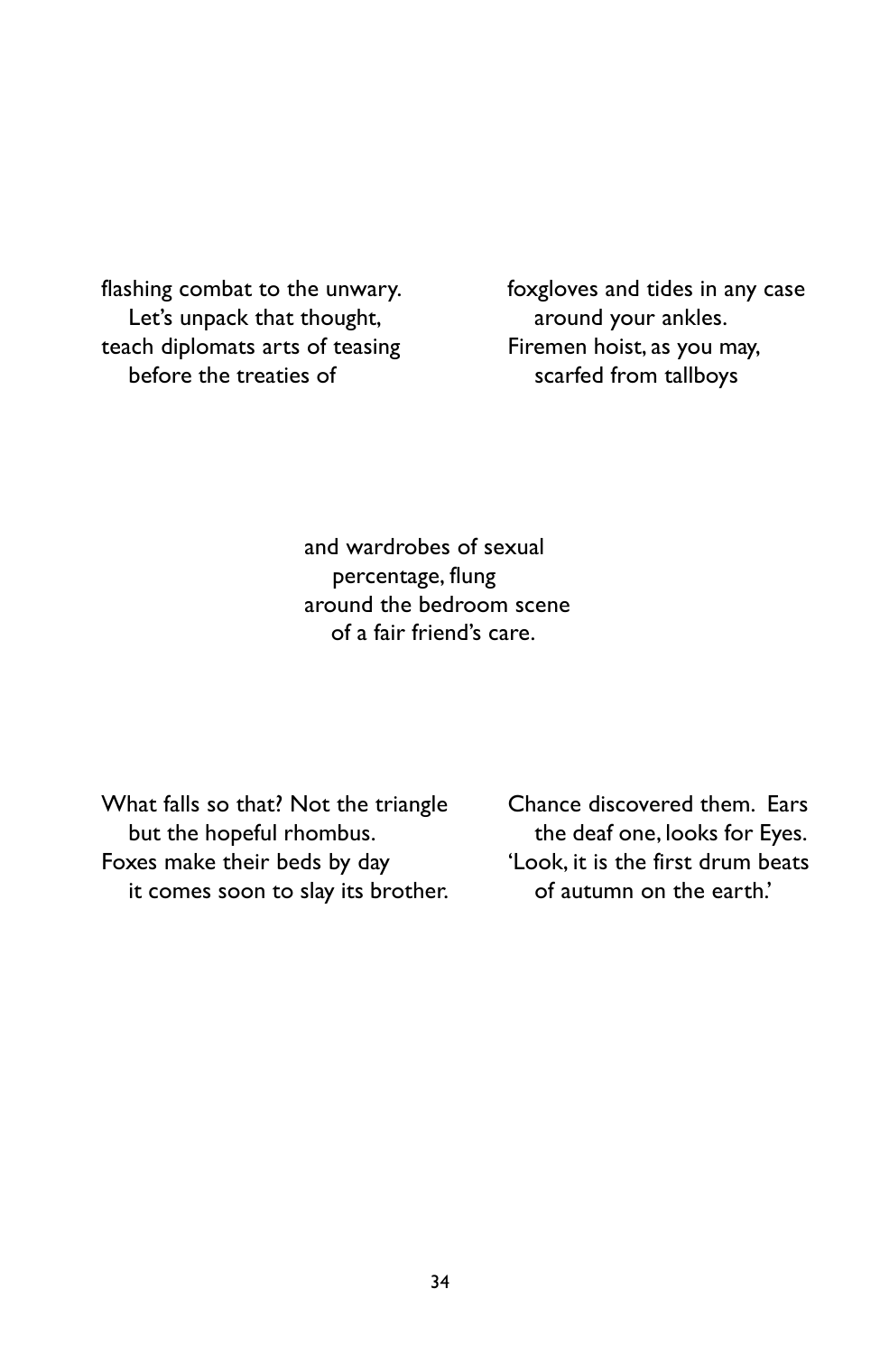flashing combat to the unwary.
   Let's unpack that thought,
teach diplomats arts of teasing
   before the treaties of

foxgloves and tides in any case
   around your ankles.
Firemen hoist, as you may,
   scarfed from tallboys

and wardrobes of sexual
   percentage, flung
around the bedroom scene
   of a fair friend's care.

What falls so that? Not the triangle
   but the hopeful rhombus.
Foxes make their beds by day
   it comes soon to slay its brother.

Chance discovered them. Ears
   the deaf one, looks for Eyes.
'Look, it is the first drum beats
   of autumn on the earth.'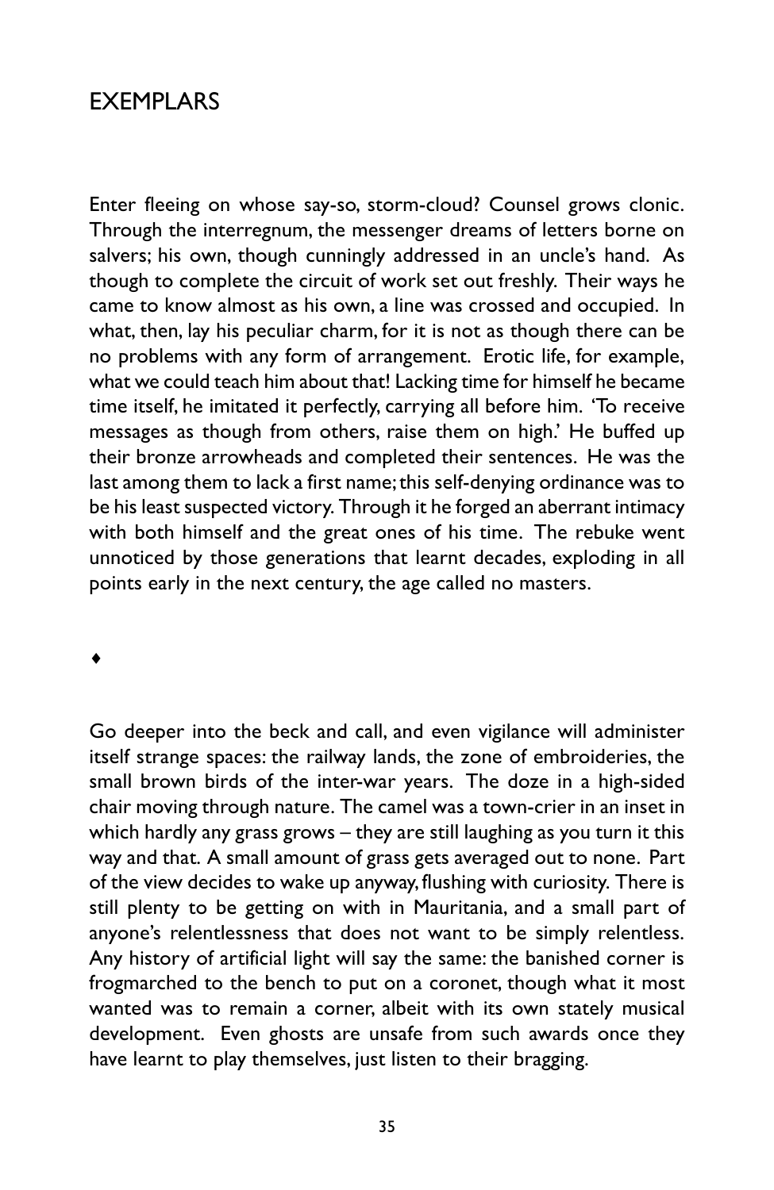## EXEMPLARS

Enter fleeing on whose say-so, storm-cloud? Counsel grows clonic. Through the interregnum, the messenger dreams of letters borne on salvers; his own, though cunningly addressed in an uncle's hand. As though to complete the circuit of work set out freshly. Their ways he came to know almost as his own, a line was crossed and occupied. In what, then, lay his peculiar charm, for it is not as though there can be no problems with any form of arrangement. Erotic life, for example, what we could teach him about that! Lacking time for himself he became time itself, he imitated it perfectly, carrying all before him. 'To receive messages as though from others, raise them on high.' He buffed up their bronze arrowheads and completed their sentences. He was the last among them to lack a first name; this self-denying ordinance was to be his least suspected victory. Through it he forged an aberrant intimacy with both himself and the great ones of his time. The rebuke went unnoticed by those generations that learnt decades, exploding in all points early in the next century, the age called no masters.

♦

Go deeper into the beck and call, and even vigilance will administer itself strange spaces: the railway lands, the zone of embroideries, the small brown birds of the inter-war years. The doze in a high-sided chair moving through nature. The camel was a town-crier in an inset in which hardly any grass grows – they are still laughing as you turn it this way and that. A small amount of grass gets averaged out to none. Part of the view decides to wake up anyway, flushing with curiosity. There is still plenty to be getting on with in Mauritania, and a small part of anyone's relentlessness that does not want to be simply relentless. Any history of artificial light will say the same: the banished corner is frogmarched to the bench to put on a coronet, though what it most wanted was to remain a corner, albeit with its own stately musical development. Even ghosts are unsafe from such awards once they have learnt to play themselves, just listen to their bragging.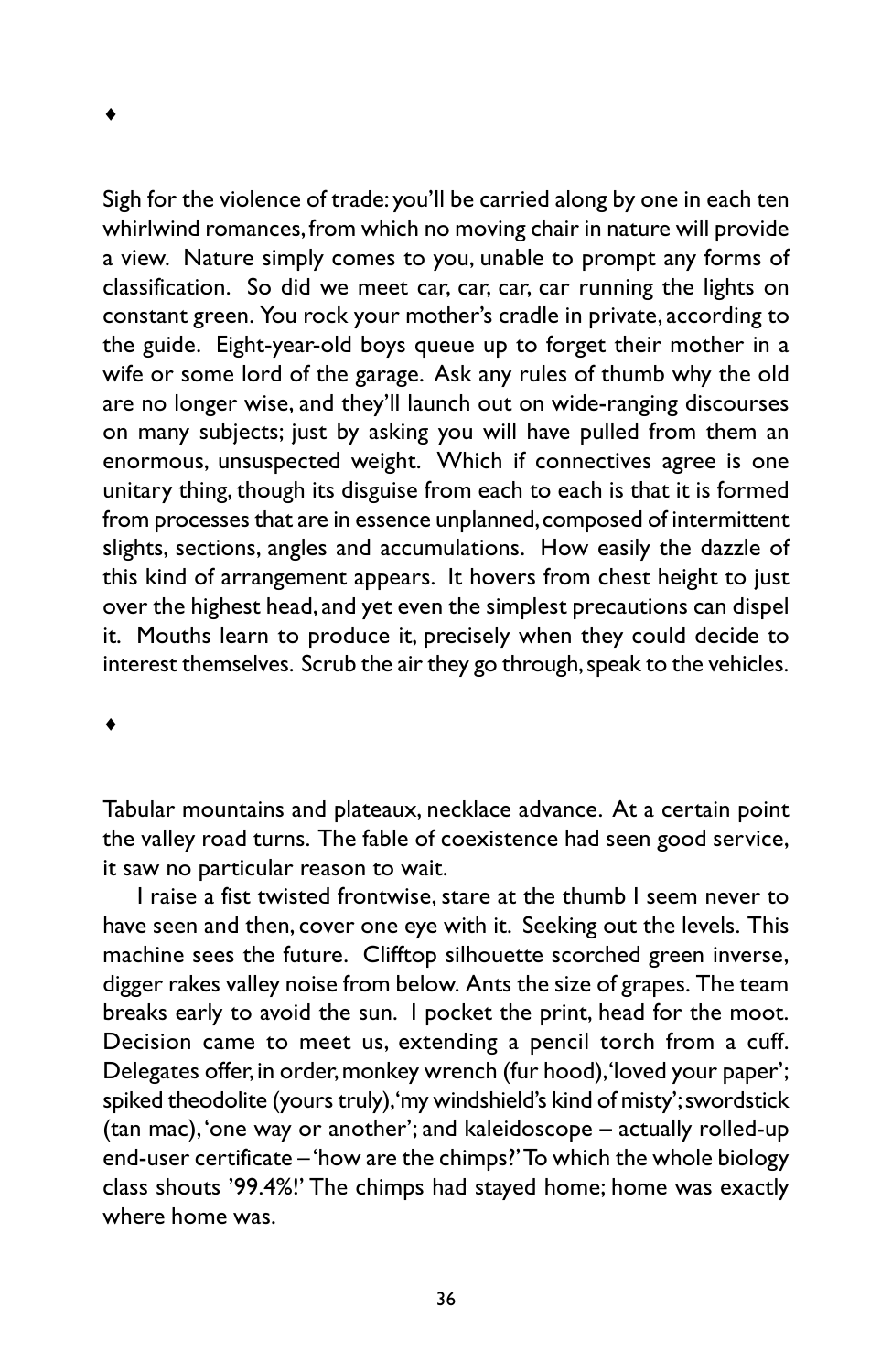♦

Sigh for the violence of trade: you'll be carried along by one in each ten whirlwind romances, from which no moving chair in nature will provide a view. Nature simply comes to you, unable to prompt any forms of classification. So did we meet car, car, car, car running the lights on constant green. You rock your mother's cradle in private, according to the guide. Eight-year-old boys queue up to forget their mother in a wife or some lord of the garage. Ask any rules of thumb why the old are no longer wise, and they'll launch out on wide-ranging discourses on many subjects; just by asking you will have pulled from them an enormous, unsuspected weight. Which if connectives agree is one unitary thing, though its disguise from each to each is that it is formed from processes that are in essence unplanned, composed of intermittent slights, sections, angles and accumulations. How easily the dazzle of this kind of arrangement appears. It hovers from chest height to just over the highest head, and yet even the simplest precautions can dispel it. Mouths learn to produce it, precisely when they could decide to interest themselves. Scrub the air they go through, speak to the vehicles.

♦

Tabular mountains and plateaux, necklace advance. At a certain point the valley road turns. The fable of coexistence had seen good service, it saw no particular reason to wait.

I raise a fist twisted frontwise, stare at the thumb I seem never to have seen and then, cover one eye with it. Seeking out the levels. This machine sees the future. Clifftop silhouette scorched green inverse, digger rakes valley noise from below. Ants the size of grapes. The team breaks early to avoid the sun. I pocket the print, head for the moot. Decision came to meet us, extending a pencil torch from a cuff. Delegates offer, in order, monkey wrench (fur hood), 'loved your paper'; spiked theodolite (yours truly), 'my windshield's kind of misty'; swordstick (tan mac), 'one way or another'; and kaleidoscope – actually rolled-up end-user certificate – 'how are the chimps?' To which the whole biology class shouts '99.4%!' The chimps had stayed home; home was exactly where home was.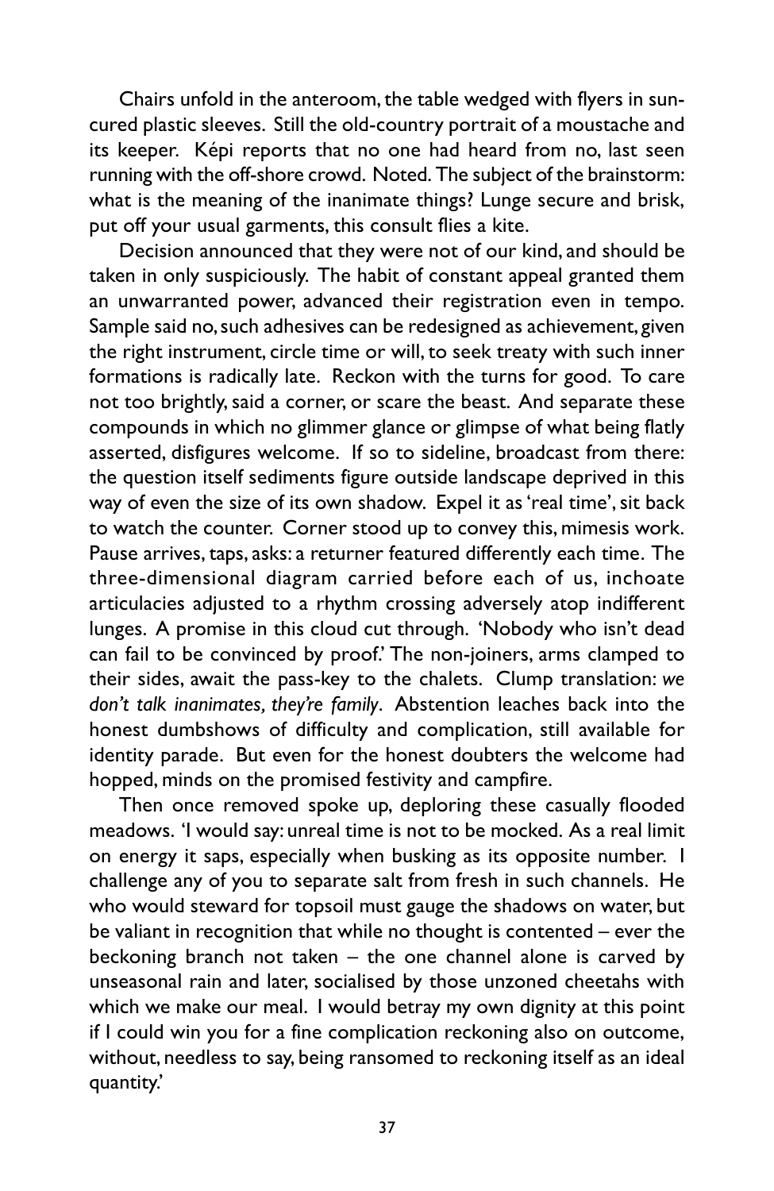Chairs unfold in the anteroom, the table wedged with flyers in sun-cured plastic sleeves. Still the old-country portrait of a moustache and its keeper. Képi reports that no one had heard from no, last seen running with the off-shore crowd. Noted. The subject of the brainstorm: what is the meaning of the inanimate things? Lunge secure and brisk, put off your usual garments, this consult flies a kite.

Decision announced that they were not of our kind, and should be taken in only suspiciously. The habit of constant appeal granted them an unwarranted power, advanced their registration even in tempo. Sample said no, such adhesives can be redesigned as achievement, given the right instrument, circle time or will, to seek treaty with such inner formations is radically late. Reckon with the turns for good. To care not too brightly, said a corner, or scare the beast. And separate these compounds in which no glimmer glance or glimpse of what being flatly asserted, disfigures welcome. If so to sideline, broadcast from there: the question itself sediments figure outside landscape deprived in this way of even the size of its own shadow. Expel it as 'real time', sit back to watch the counter. Corner stood up to convey this, mimesis work. Pause arrives, taps, asks: a returner featured differently each time. The three-dimensional diagram carried before each of us, inchoate articulacies adjusted to a rhythm crossing adversely atop indifferent lunges. A promise in this cloud cut through. 'Nobody who isn't dead can fail to be convinced by proof.' The non-joiners, arms clamped to their sides, await the pass-key to the chalets. Clump translation: *we don't talk inanimates, they're family*. Abstention leaches back into the honest dumbshows of difficulty and complication, still available for identity parade. But even for the honest doubters the welcome had hopped, minds on the promised festivity and campfire.

Then once removed spoke up, deploring these casually flooded meadows. 'I would say: unreal time is not to be mocked. As a real limit on energy it saps, especially when busking as its opposite number. I challenge any of you to separate salt from fresh in such channels. He who would steward for topsoil must gauge the shadows on water, but be valiant in recognition that while no thought is contented – ever the beckoning branch not taken – the one channel alone is carved by unseasonal rain and later, socialised by those unzoned cheetahs with which we make our meal. I would betray my own dignity at this point if I could win you for a fine complication reckoning also on outcome, without, needless to say, being ransomed to reckoning itself as an ideal quantity.'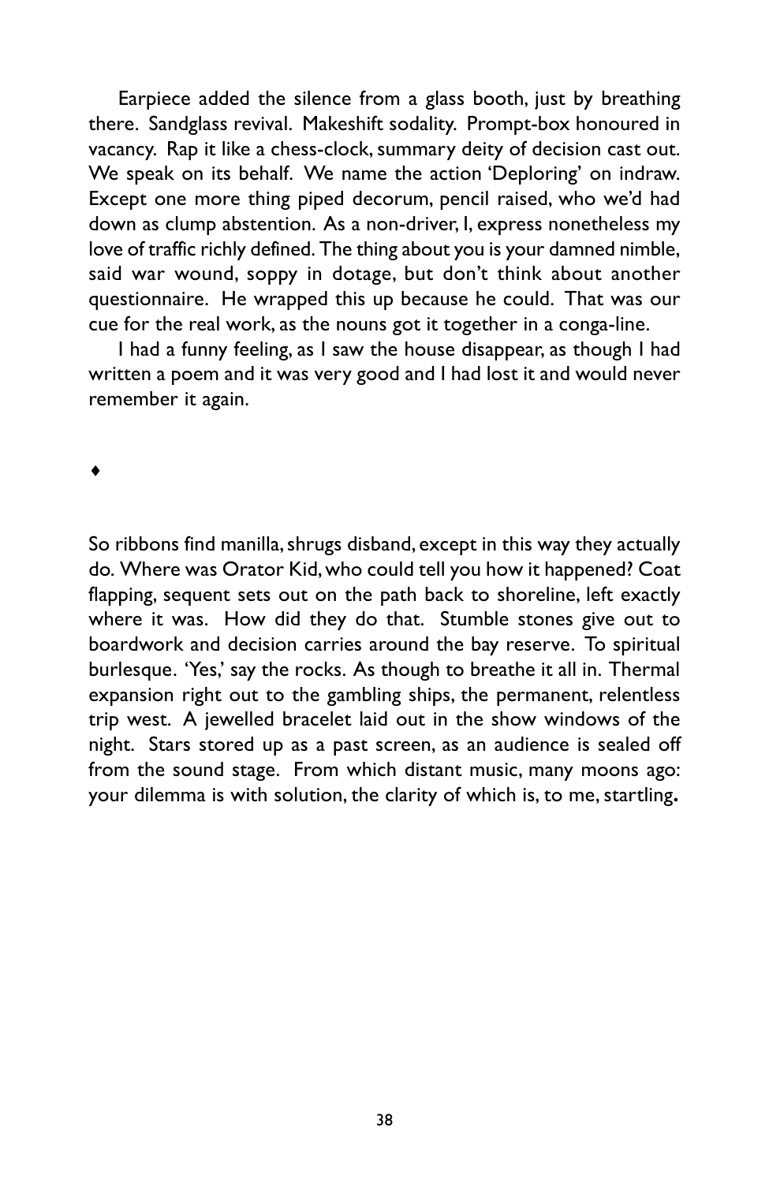Earpiece added the silence from a glass booth, just by breathing there. Sandglass revival. Makeshift sodality. Prompt-box honoured in vacancy. Rap it like a chess-clock, summary deity of decision cast out. We speak on its behalf. We name the action 'Deploring' on indraw. Except one more thing piped decorum, pencil raised, who we'd had down as clump abstention. As a non-driver, I, express nonetheless my love of traffic richly defined. The thing about you is your damned nimble, said war wound, soppy in dotage, but don't think about another questionnaire. He wrapped this up because he could. That was our cue for the real work, as the nouns got it together in a conga-line.

I had a funny feeling, as I saw the house disappear, as though I had written a poem and it was very good and I had lost it and would never remember it again.

♦

So ribbons find manilla, shrugs disband, except in this way they actually do. Where was Orator Kid, who could tell you how it happened? Coat flapping, sequent sets out on the path back to shoreline, left exactly where it was. How did they do that. Stumble stones give out to boardwork and decision carries around the bay reserve. To spiritual burlesque. 'Yes,' say the rocks. As though to breathe it all in. Thermal expansion right out to the gambling ships, the permanent, relentless trip west. A jewelled bracelet laid out in the show windows of the night. Stars stored up as a past screen, as an audience is sealed off from the sound stage. From which distant music, many moons ago: your dilemma is with solution, the clarity of which is, to me, startling.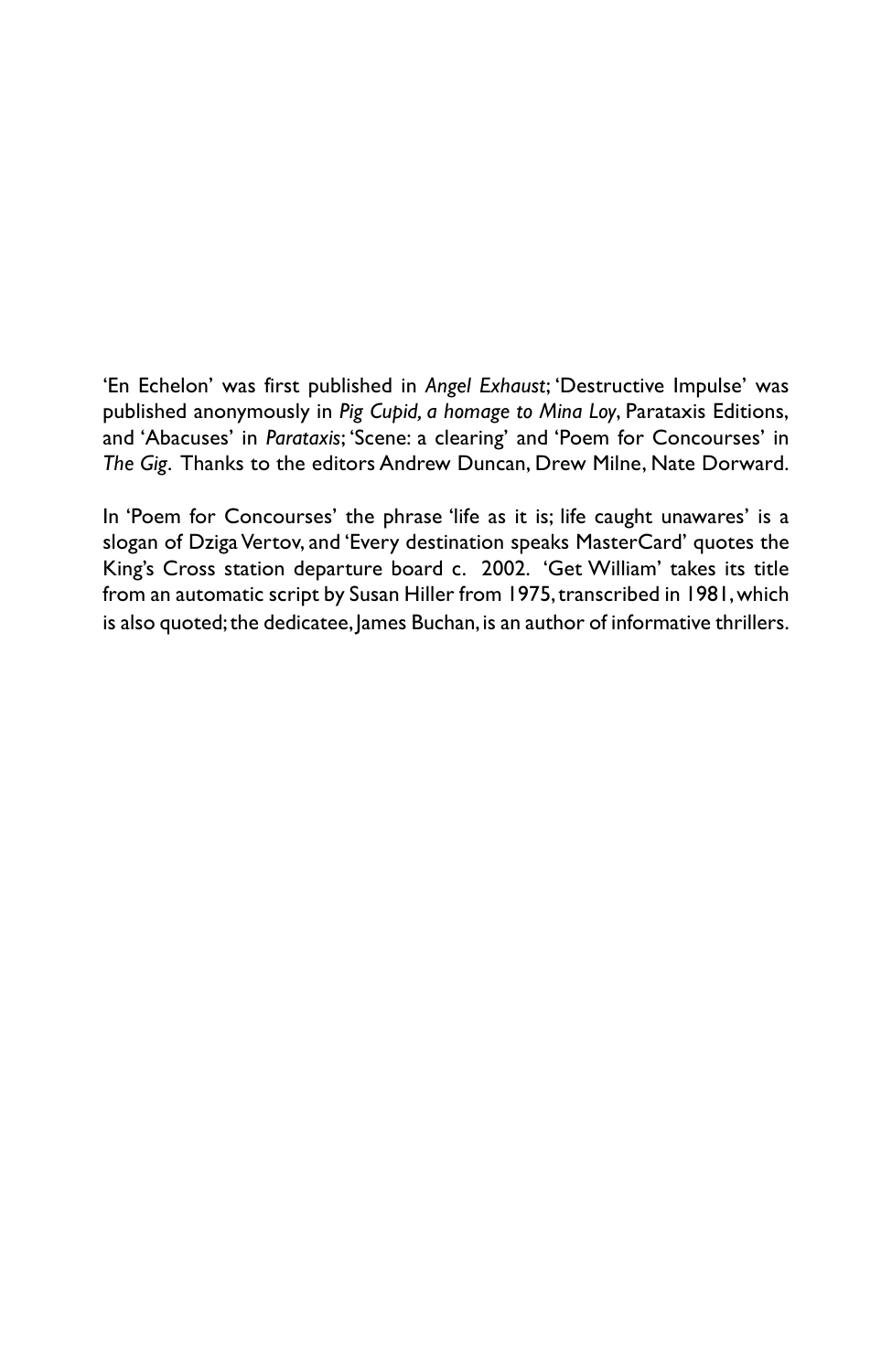'En Echelon' was first published in *Angel Exhaust*; 'Destructive Impulse' was published anonymously in *Pig Cupid, a homage to Mina Loy*, Parataxis Editions, and 'Abacuses' in *Parataxis*; 'Scene: a clearing' and 'Poem for Concourses' in *The Gig*. Thanks to the editors Andrew Duncan, Drew Milne, Nate Dorward.

In 'Poem for Concourses' the phrase 'life as it is; life caught unawares' is a slogan of Dziga Vertov, and 'Every destination speaks MasterCard' quotes the King's Cross station departure board c. 2002. 'Get William' takes its title from an automatic script by Susan Hiller from 1975, transcribed in 1981, which is also quoted; the dedicatee, James Buchan, is an author of informative thrillers.